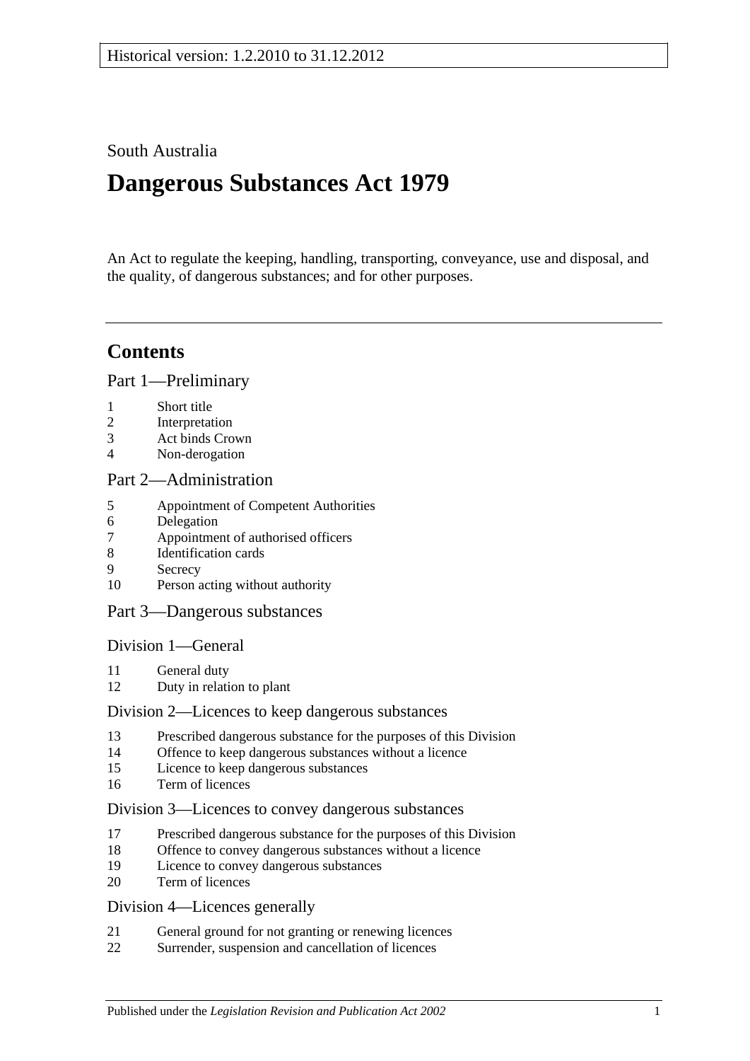South Australia

# Dangerous Substances Act 1979

An Act to regulate the keeping, handling, transporting, conveyance, use and disposal, and the quality, of dangerous substances; and for other purposes.

## Contents

Part 1—Preliminary

1 Short title
2 Interpretation
3 Act binds Crown
4 Non-derogation

Part 2—Administration

5 Appointment of Competent Authorities
6 Delegation
7 Appointment of authorised officers
8 Identification cards
9 Secrecy
10 Person acting without authority

Part 3—Dangerous substances

Division 1—General

11 General duty
12 Duty in relation to plant

Division 2—Licences to keep dangerous substances

13 Prescribed dangerous substance for the purposes of this Division
14 Offence to keep dangerous substances without a licence
15 Licence to keep dangerous substances
16 Term of licences

Division 3—Licences to convey dangerous substances

17 Prescribed dangerous substance for the purposes of this Division
18 Offence to convey dangerous substances without a licence
19 Licence to convey dangerous substances
20 Term of licences

Division 4—Licences generally

21 General ground for not granting or renewing licences
22 Surrender, suspension and cancellation of licences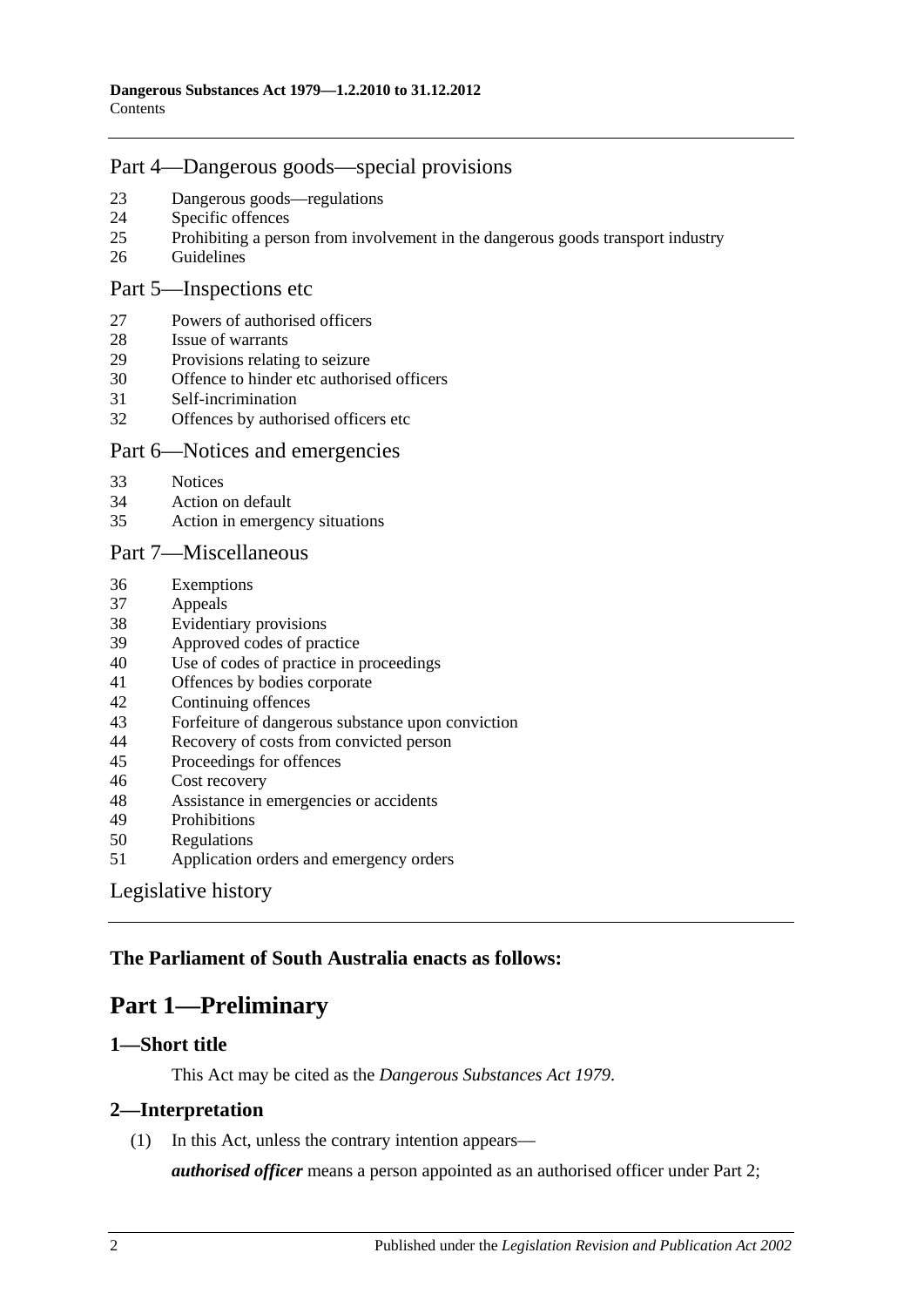## Part 4—Dangerous goods—special provisions

23 Dangerous goods—regulations
24 Specific offences
25 Prohibiting a person from involvement in the dangerous goods transport industry
26 Guidelines

## Part 5—Inspections etc

27 Powers of authorised officers
28 Issue of warrants
29 Provisions relating to seizure
30 Offence to hinder etc authorised officers
31 Self-incrimination
32 Offences by authorised officers etc

## Part 6—Notices and emergencies

33 Notices
34 Action on default
35 Action in emergency situations

## Part 7—Miscellaneous

36 Exemptions
37 Appeals
38 Evidentiary provisions
39 Approved codes of practice
40 Use of codes of practice in proceedings
41 Offences by bodies corporate
42 Continuing offences
43 Forfeiture of dangerous substance upon conviction
44 Recovery of costs from convicted person
45 Proceedings for offences
46 Cost recovery
48 Assistance in emergencies or accidents
49 Prohibitions
50 Regulations
51 Application orders and emergency orders

## Legislative history

**The Parliament of South Australia enacts as follows:**

# Part 1—Preliminary

### 1—Short title

This Act may be cited as the *Dangerous Substances Act 1979*.

### 2—Interpretation

(1) In this Act, unless the contrary intention appears—

***authorised officer*** means a person appointed as an authorised officer under Part 2;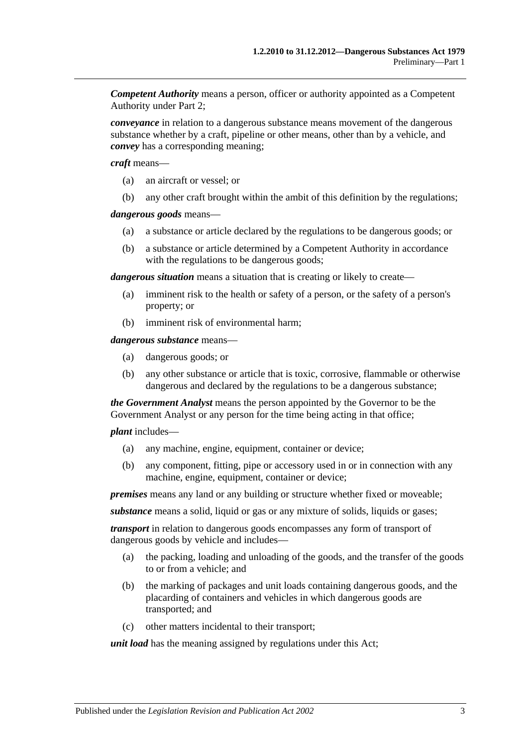***Competent Authority*** means a person, officer or authority appointed as a Competent Authority under Part 2;

***conveyance*** in relation to a dangerous substance means movement of the dangerous substance whether by a craft, pipeline or other means, other than by a vehicle, and ***convey*** has a corresponding meaning;

***craft*** means—

- (a) an aircraft or vessel; or
- (b) any other craft brought within the ambit of this definition by the regulations;

***dangerous goods*** means—

- (a) a substance or article declared by the regulations to be dangerous goods; or
- (b) a substance or article determined by a Competent Authority in accordance with the regulations to be dangerous goods;

***dangerous situation*** means a situation that is creating or likely to create—

- (a) imminent risk to the health or safety of a person, or the safety of a person's property; or
- (b) imminent risk of environmental harm;

***dangerous substance*** means—

- (a) dangerous goods; or
- (b) any other substance or article that is toxic, corrosive, flammable or otherwise dangerous and declared by the regulations to be a dangerous substance;

***the Government Analyst*** means the person appointed by the Governor to be the Government Analyst or any person for the time being acting in that office;

***plant*** includes—

- (a) any machine, engine, equipment, container or device;
- (b) any component, fitting, pipe or accessory used in or in connection with any machine, engine, equipment, container or device;

***premises*** means any land or any building or structure whether fixed or moveable;

***substance*** means a solid, liquid or gas or any mixture of solids, liquids or gases;

***transport*** in relation to dangerous goods encompasses any form of transport of dangerous goods by vehicle and includes—

- (a) the packing, loading and unloading of the goods, and the transfer of the goods to or from a vehicle; and
- (b) the marking of packages and unit loads containing dangerous goods, and the placarding of containers and vehicles in which dangerous goods are transported; and
- (c) other matters incidental to their transport;

***unit load*** has the meaning assigned by regulations under this Act;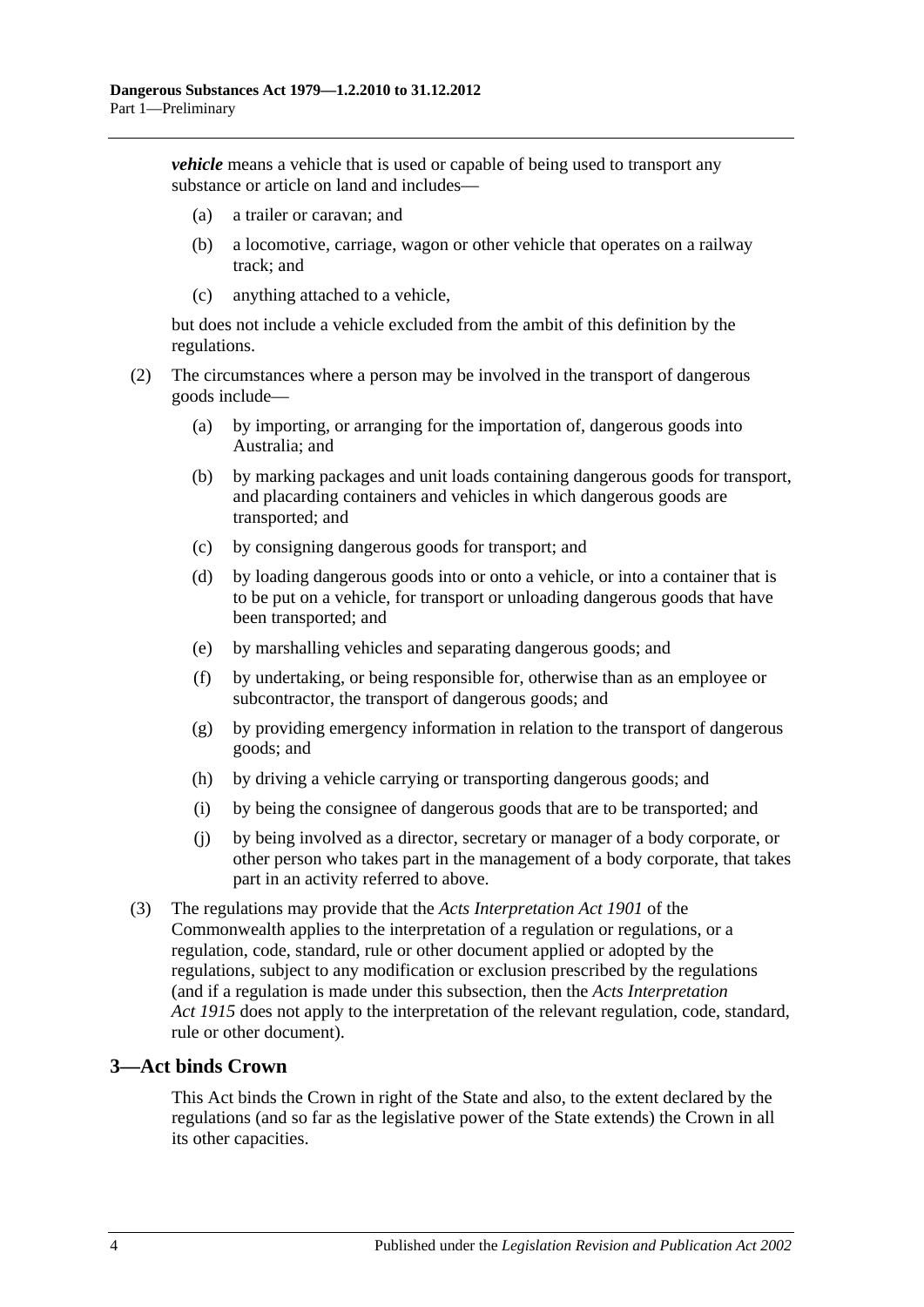***vehicle*** means a vehicle that is used or capable of being used to transport any substance or article on land and includes—

(a) a trailer or caravan; and

(b) a locomotive, carriage, wagon or other vehicle that operates on a railway track; and

(c) anything attached to a vehicle,

but does not include a vehicle excluded from the ambit of this definition by the regulations.

(2) The circumstances where a person may be involved in the transport of dangerous goods include—

(a) by importing, or arranging for the importation of, dangerous goods into Australia; and

(b) by marking packages and unit loads containing dangerous goods for transport, and placarding containers and vehicles in which dangerous goods are transported; and

(c) by consigning dangerous goods for transport; and

(d) by loading dangerous goods into or onto a vehicle, or into a container that is to be put on a vehicle, for transport or unloading dangerous goods that have been transported; and

(e) by marshalling vehicles and separating dangerous goods; and

(f) by undertaking, or being responsible for, otherwise than as an employee or subcontractor, the transport of dangerous goods; and

(g) by providing emergency information in relation to the transport of dangerous goods; and

(h) by driving a vehicle carrying or transporting dangerous goods; and

(i) by being the consignee of dangerous goods that are to be transported; and

(j) by being involved as a director, secretary or manager of a body corporate, or other person who takes part in the management of a body corporate, that takes part in an activity referred to above.

(3) The regulations may provide that the *Acts Interpretation Act 1901* of the Commonwealth applies to the interpretation of a regulation or regulations, or a regulation, code, standard, rule or other document applied or adopted by the regulations, subject to any modification or exclusion prescribed by the regulations (and if a regulation is made under this subsection, then the *Acts Interpretation Act 1915* does not apply to the interpretation of the relevant regulation, code, standard, rule or other document).

## 3—Act binds Crown

This Act binds the Crown in right of the State and also, to the extent declared by the regulations (and so far as the legislative power of the State extends) the Crown in all its other capacities.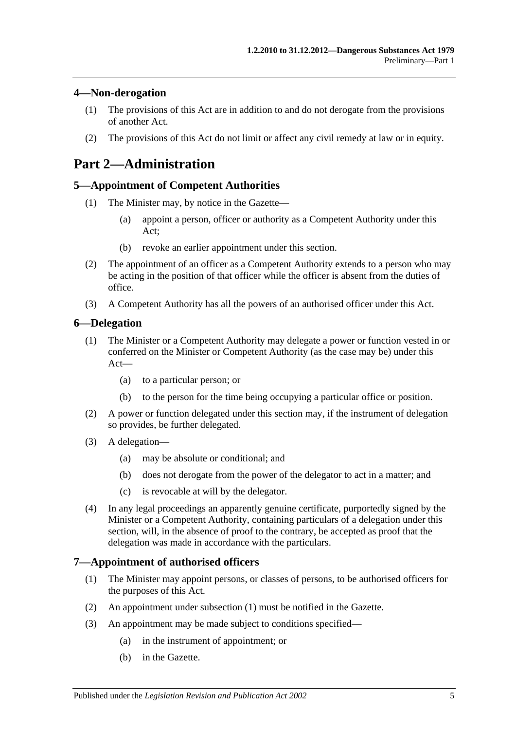### 4—Non-derogation

(1) The provisions of this Act are in addition to and do not derogate from the provisions of another Act.

(2) The provisions of this Act do not limit or affect any civil remedy at law or in equity.

## Part 2—Administration

### 5—Appointment of Competent Authorities

(1) The Minister may, by notice in the Gazette—

(a) appoint a person, officer or authority as a Competent Authority under this Act;

(b) revoke an earlier appointment under this section.

(2) The appointment of an officer as a Competent Authority extends to a person who may be acting in the position of that officer while the officer is absent from the duties of office.

(3) A Competent Authority has all the powers of an authorised officer under this Act.

### 6—Delegation

(1) The Minister or a Competent Authority may delegate a power or function vested in or conferred on the Minister or Competent Authority (as the case may be) under this Act—

(a) to a particular person; or

(b) to the person for the time being occupying a particular office or position.

(2) A power or function delegated under this section may, if the instrument of delegation so provides, be further delegated.

(3) A delegation—

(a) may be absolute or conditional; and

(b) does not derogate from the power of the delegator to act in a matter; and

(c) is revocable at will by the delegator.

(4) In any legal proceedings an apparently genuine certificate, purportedly signed by the Minister or a Competent Authority, containing particulars of a delegation under this section, will, in the absence of proof to the contrary, be accepted as proof that the delegation was made in accordance with the particulars.

### 7—Appointment of authorised officers

(1) The Minister may appoint persons, or classes of persons, to be authorised officers for the purposes of this Act.

(2) An appointment under subsection (1) must be notified in the Gazette.

(3) An appointment may be made subject to conditions specified—

(a) in the instrument of appointment; or

(b) in the Gazette.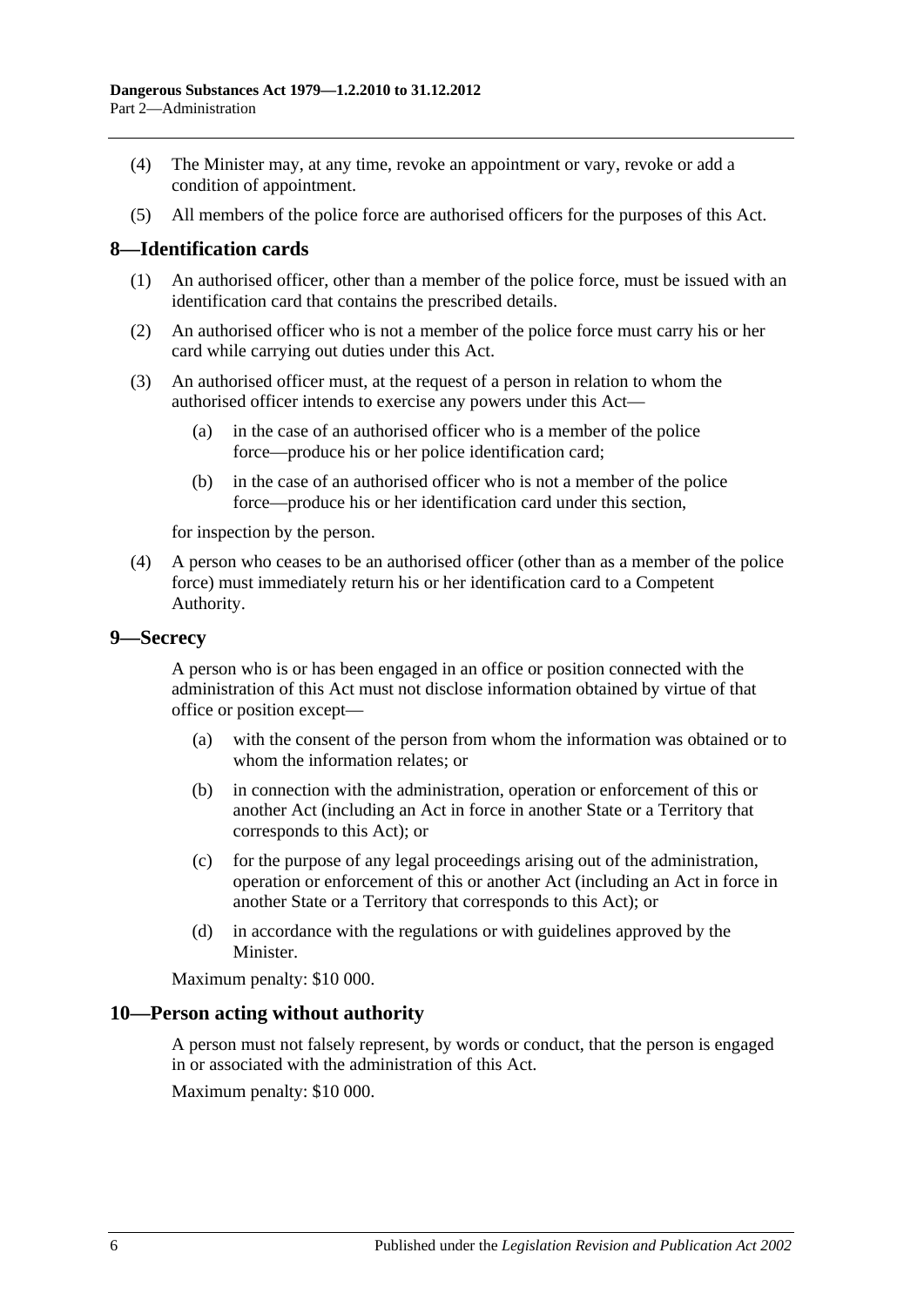(4) The Minister may, at any time, revoke an appointment or vary, revoke or add a condition of appointment.

(5) All members of the police force are authorised officers for the purposes of this Act.

## 8—Identification cards

(1) An authorised officer, other than a member of the police force, must be issued with an identification card that contains the prescribed details.

(2) An authorised officer who is not a member of the police force must carry his or her card while carrying out duties under this Act.

(3) An authorised officer must, at the request of a person in relation to whom the authorised officer intends to exercise any powers under this Act—

- (a) in the case of an authorised officer who is a member of the police force—produce his or her police identification card;
- (b) in the case of an authorised officer who is not a member of the police force—produce his or her identification card under this section,

for inspection by the person.

(4) A person who ceases to be an authorised officer (other than as a member of the police force) must immediately return his or her identification card to a Competent Authority.

## 9—Secrecy

A person who is or has been engaged in an office or position connected with the administration of this Act must not disclose information obtained by virtue of that office or position except—

- (a) with the consent of the person from whom the information was obtained or to whom the information relates; or
- (b) in connection with the administration, operation or enforcement of this or another Act (including an Act in force in another State or a Territory that corresponds to this Act); or
- (c) for the purpose of any legal proceedings arising out of the administration, operation or enforcement of this or another Act (including an Act in force in another State or a Territory that corresponds to this Act); or
- (d) in accordance with the regulations or with guidelines approved by the Minister.

Maximum penalty: $10 000.

## 10—Person acting without authority

A person must not falsely represent, by words or conduct, that the person is engaged in or associated with the administration of this Act.

Maximum penalty: $10 000.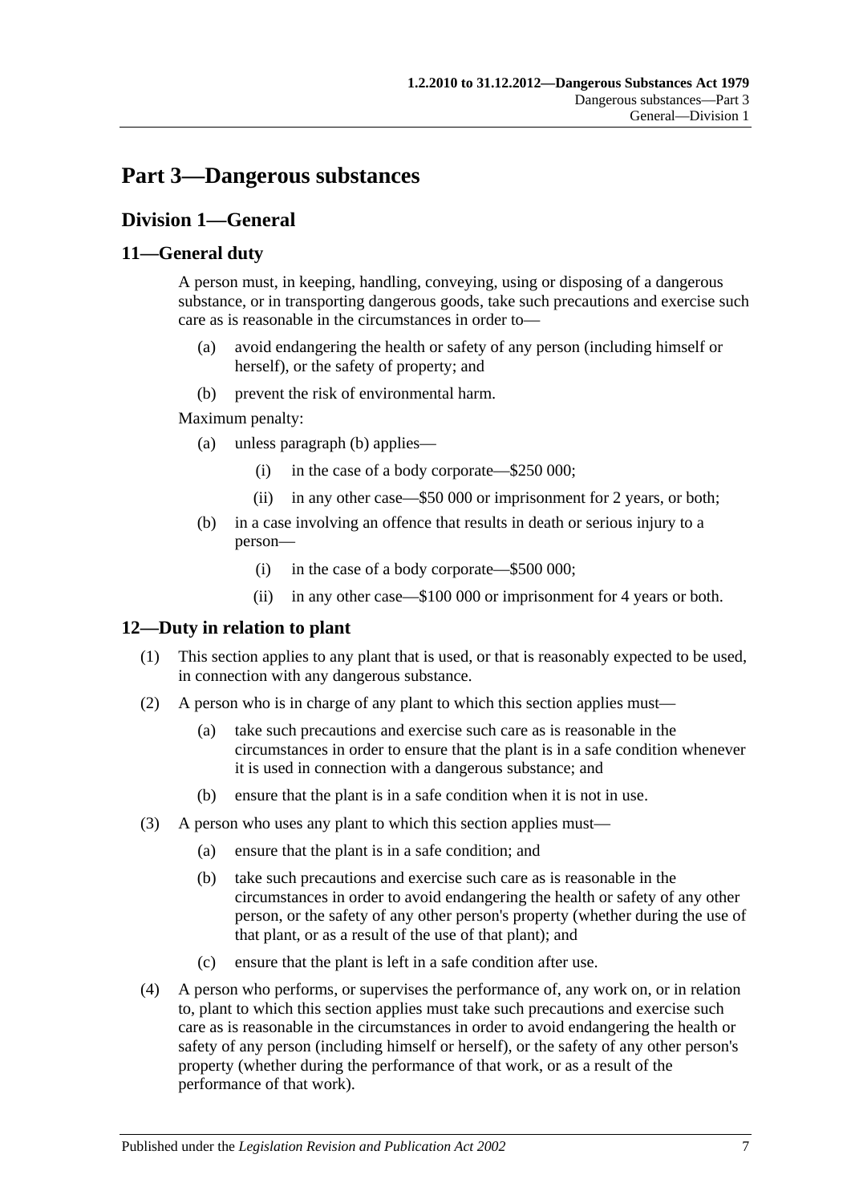# Part 3—Dangerous substances

## Division 1—General

### 11—General duty

A person must, in keeping, handling, conveying, using or disposing of a dangerous substance, or in transporting dangerous goods, take such precautions and exercise such care as is reasonable in the circumstances in order to—

- (a) avoid endangering the health or safety of any person (including himself or herself), or the safety of property; and
- (b) prevent the risk of environmental harm.

Maximum penalty:

- (a) unless paragraph (b) applies—
  - (i) in the case of a body corporate—$250 000;
  - (ii) in any other case—$50 000 or imprisonment for 2 years, or both;
- (b) in a case involving an offence that results in death or serious injury to a person—
  - (i) in the case of a body corporate—$500 000;
  - (ii) in any other case—$100 000 or imprisonment for 4 years or both.

### 12—Duty in relation to plant

(1) This section applies to any plant that is used, or that is reasonably expected to be used, in connection with any dangerous substance.

(2) A person who is in charge of any plant to which this section applies must—

- (a) take such precautions and exercise such care as is reasonable in the circumstances in order to ensure that the plant is in a safe condition whenever it is used in connection with a dangerous substance; and
- (b) ensure that the plant is in a safe condition when it is not in use.

(3) A person who uses any plant to which this section applies must—

- (a) ensure that the plant is in a safe condition; and
- (b) take such precautions and exercise such care as is reasonable in the circumstances in order to avoid endangering the health or safety of any other person, or the safety of any other person's property (whether during the use of that plant, or as a result of the use of that plant); and
- (c) ensure that the plant is left in a safe condition after use.

(4) A person who performs, or supervises the performance of, any work on, or in relation to, plant to which this section applies must take such precautions and exercise such care as is reasonable in the circumstances in order to avoid endangering the health or safety of any person (including himself or herself), or the safety of any other person's property (whether during the performance of that work, or as a result of the performance of that work).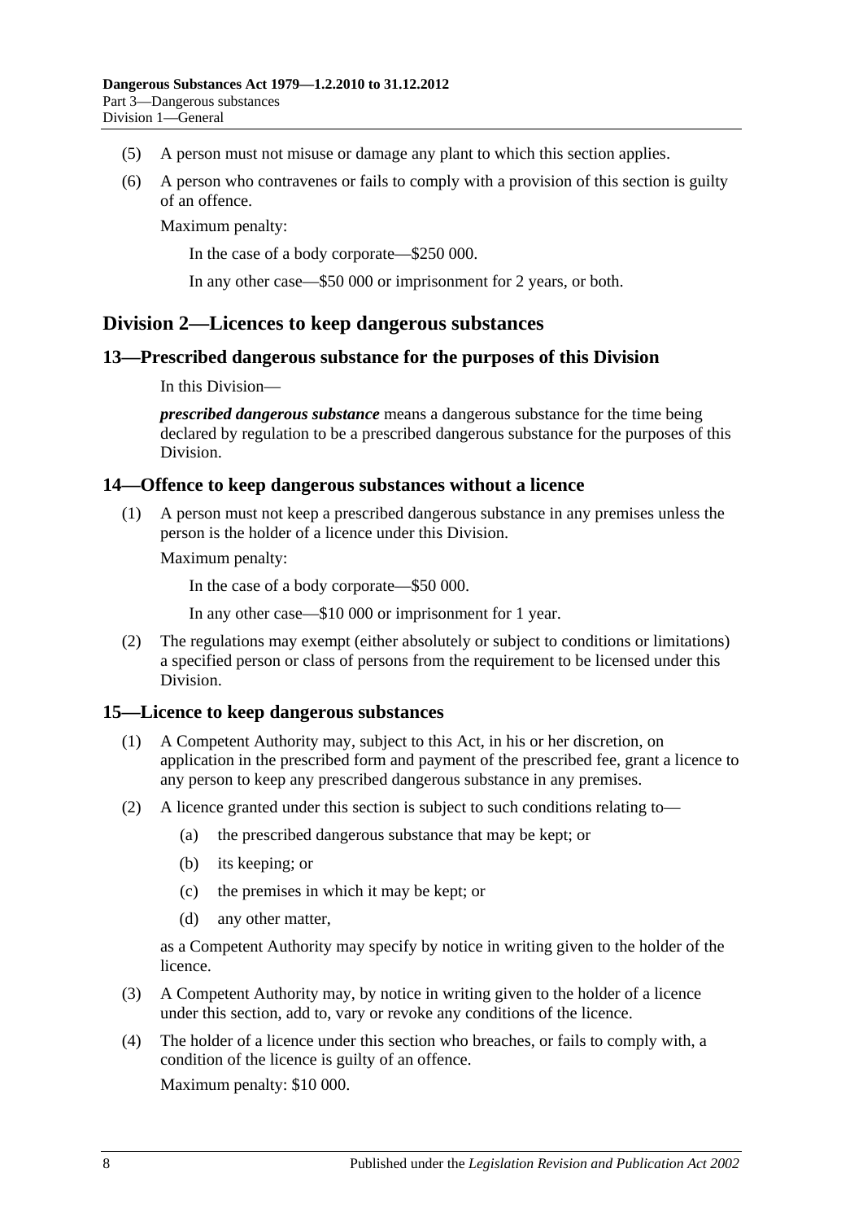(5) A person must not misuse or damage any plant to which this section applies.

(6) A person who contravenes or fails to comply with a provision of this section is guilty of an offence.

Maximum penalty:

In the case of a body corporate—$250 000.

In any other case—$50 000 or imprisonment for 2 years, or both.

## Division 2—Licences to keep dangerous substances

### 13—Prescribed dangerous substance for the purposes of this Division

In this Division—

***prescribed dangerous substance*** means a dangerous substance for the time being declared by regulation to be a prescribed dangerous substance for the purposes of this Division.

### 14—Offence to keep dangerous substances without a licence

(1) A person must not keep a prescribed dangerous substance in any premises unless the person is the holder of a licence under this Division.

Maximum penalty:

In the case of a body corporate—$50 000.

In any other case—$10 000 or imprisonment for 1 year.

(2) The regulations may exempt (either absolutely or subject to conditions or limitations) a specified person or class of persons from the requirement to be licensed under this Division.

### 15—Licence to keep dangerous substances

(1) A Competent Authority may, subject to this Act, in his or her discretion, on application in the prescribed form and payment of the prescribed fee, grant a licence to any person to keep any prescribed dangerous substance in any premises.

(2) A licence granted under this section is subject to such conditions relating to—

(a) the prescribed dangerous substance that may be kept; or

(b) its keeping; or

(c) the premises in which it may be kept; or

(d) any other matter,

as a Competent Authority may specify by notice in writing given to the holder of the licence.

(3) A Competent Authority may, by notice in writing given to the holder of a licence under this section, add to, vary or revoke any conditions of the licence.

(4) The holder of a licence under this section who breaches, or fails to comply with, a condition of the licence is guilty of an offence.

Maximum penalty: $10 000.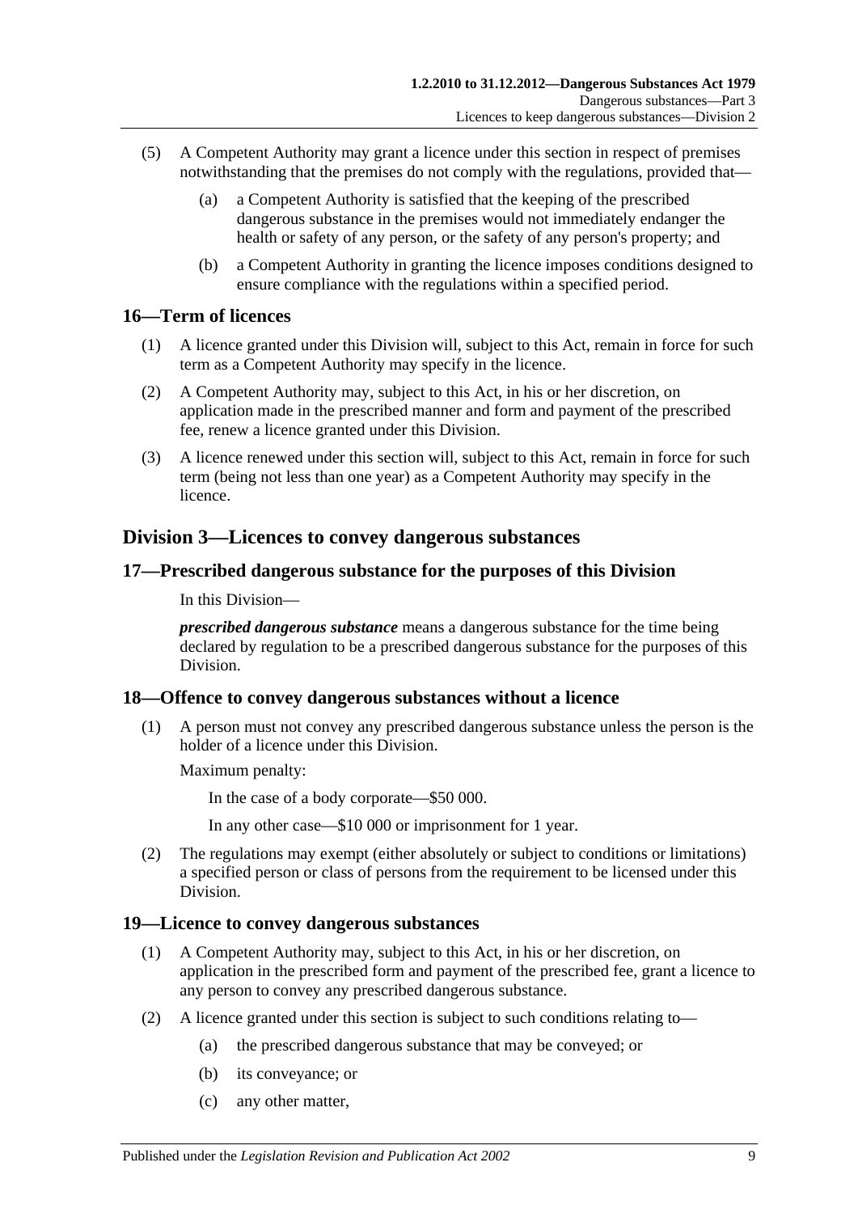(5) A Competent Authority may grant a licence under this section in respect of premises notwithstanding that the premises do not comply with the regulations, provided that—

(a) a Competent Authority is satisfied that the keeping of the prescribed dangerous substance in the premises would not immediately endanger the health or safety of any person, or the safety of any person's property; and

(b) a Competent Authority in granting the licence imposes conditions designed to ensure compliance with the regulations within a specified period.

## 16—Term of licences

(1) A licence granted under this Division will, subject to this Act, remain in force for such term as a Competent Authority may specify in the licence.

(2) A Competent Authority may, subject to this Act, in his or her discretion, on application made in the prescribed manner and form and payment of the prescribed fee, renew a licence granted under this Division.

(3) A licence renewed under this section will, subject to this Act, remain in force for such term (being not less than one year) as a Competent Authority may specify in the licence.

# Division 3—Licences to convey dangerous substances

## 17—Prescribed dangerous substance for the purposes of this Division

In this Division—

***prescribed dangerous substance*** means a dangerous substance for the time being declared by regulation to be a prescribed dangerous substance for the purposes of this Division.

## 18—Offence to convey dangerous substances without a licence

(1) A person must not convey any prescribed dangerous substance unless the person is the holder of a licence under this Division.

Maximum penalty:

In the case of a body corporate—$50 000.

In any other case—$10 000 or imprisonment for 1 year.

(2) The regulations may exempt (either absolutely or subject to conditions or limitations) a specified person or class of persons from the requirement to be licensed under this Division.

## 19—Licence to convey dangerous substances

(1) A Competent Authority may, subject to this Act, in his or her discretion, on application in the prescribed form and payment of the prescribed fee, grant a licence to any person to convey any prescribed dangerous substance.

(2) A licence granted under this section is subject to such conditions relating to—

(a) the prescribed dangerous substance that may be conveyed; or

(b) its conveyance; or

(c) any other matter,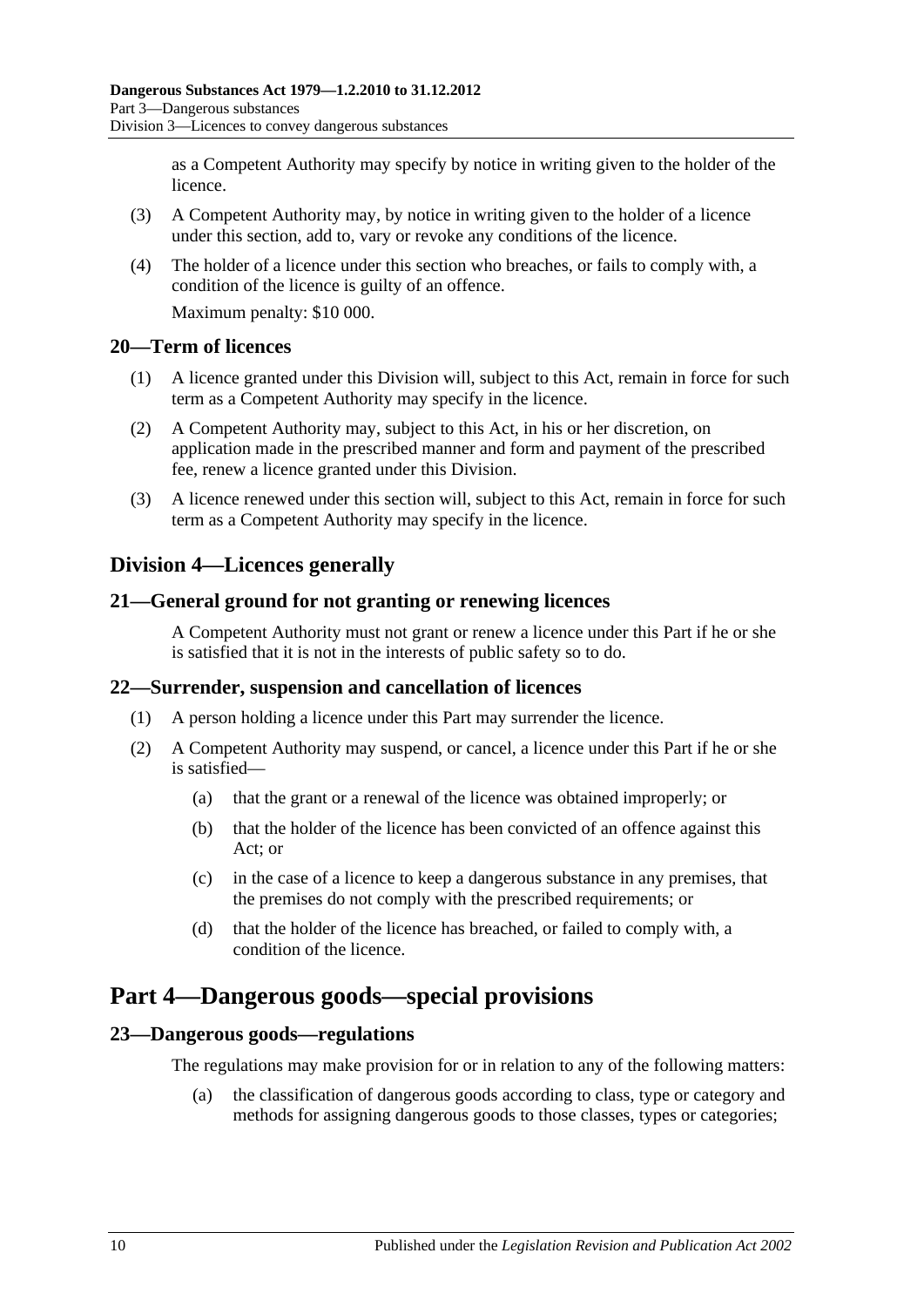as a Competent Authority may specify by notice in writing given to the holder of the licence.

(3) A Competent Authority may, by notice in writing given to the holder of a licence under this section, add to, vary or revoke any conditions of the licence.

(4) The holder of a licence under this section who breaches, or fails to comply with, a condition of the licence is guilty of an offence.

Maximum penalty: $10 000.

### 20—Term of licences

(1) A licence granted under this Division will, subject to this Act, remain in force for such term as a Competent Authority may specify in the licence.

(2) A Competent Authority may, subject to this Act, in his or her discretion, on application made in the prescribed manner and form and payment of the prescribed fee, renew a licence granted under this Division.

(3) A licence renewed under this section will, subject to this Act, remain in force for such term as a Competent Authority may specify in the licence.

## Division 4—Licences generally

### 21—General ground for not granting or renewing licences

A Competent Authority must not grant or renew a licence under this Part if he or she is satisfied that it is not in the interests of public safety so to do.

### 22—Surrender, suspension and cancellation of licences

(1) A person holding a licence under this Part may surrender the licence.

(2) A Competent Authority may suspend, or cancel, a licence under this Part if he or she is satisfied—

(a) that the grant or a renewal of the licence was obtained improperly; or

(b) that the holder of the licence has been convicted of an offence against this Act; or

(c) in the case of a licence to keep a dangerous substance in any premises, that the premises do not comply with the prescribed requirements; or

(d) that the holder of the licence has breached, or failed to comply with, a condition of the licence.

# Part 4—Dangerous goods—special provisions

### 23—Dangerous goods—regulations

The regulations may make provision for or in relation to any of the following matters:

(a) the classification of dangerous goods according to class, type or category and methods for assigning dangerous goods to those classes, types or categories;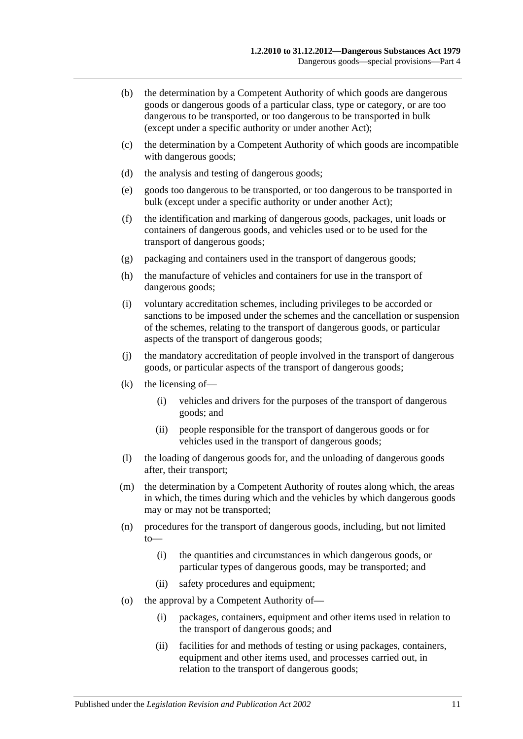(b) the determination by a Competent Authority of which goods are dangerous goods or dangerous goods of a particular class, type or category, or are too dangerous to be transported, or too dangerous to be transported in bulk (except under a specific authority or under another Act);

(c) the determination by a Competent Authority of which goods are incompatible with dangerous goods;

(d) the analysis and testing of dangerous goods;

(e) goods too dangerous to be transported, or too dangerous to be transported in bulk (except under a specific authority or under another Act);

(f) the identification and marking of dangerous goods, packages, unit loads or containers of dangerous goods, and vehicles used or to be used for the transport of dangerous goods;

(g) packaging and containers used in the transport of dangerous goods;

(h) the manufacture of vehicles and containers for use in the transport of dangerous goods;

(i) voluntary accreditation schemes, including privileges to be accorded or sanctions to be imposed under the schemes and the cancellation or suspension of the schemes, relating to the transport of dangerous goods, or particular aspects of the transport of dangerous goods;

(j) the mandatory accreditation of people involved in the transport of dangerous goods, or particular aspects of the transport of dangerous goods;

(k) the licensing of—

 (i) vehicles and drivers for the purposes of the transport of dangerous goods; and

 (ii) people responsible for the transport of dangerous goods or for vehicles used in the transport of dangerous goods;

(l) the loading of dangerous goods for, and the unloading of dangerous goods after, their transport;

(m) the determination by a Competent Authority of routes along which, the areas in which, the times during which and the vehicles by which dangerous goods may or may not be transported;

(n) procedures for the transport of dangerous goods, including, but not limited to—

 (i) the quantities and circumstances in which dangerous goods, or particular types of dangerous goods, may be transported; and

 (ii) safety procedures and equipment;

(o) the approval by a Competent Authority of—

 (i) packages, containers, equipment and other items used in relation to the transport of dangerous goods; and

 (ii) facilities for and methods of testing or using packages, containers, equipment and other items used, and processes carried out, in relation to the transport of dangerous goods;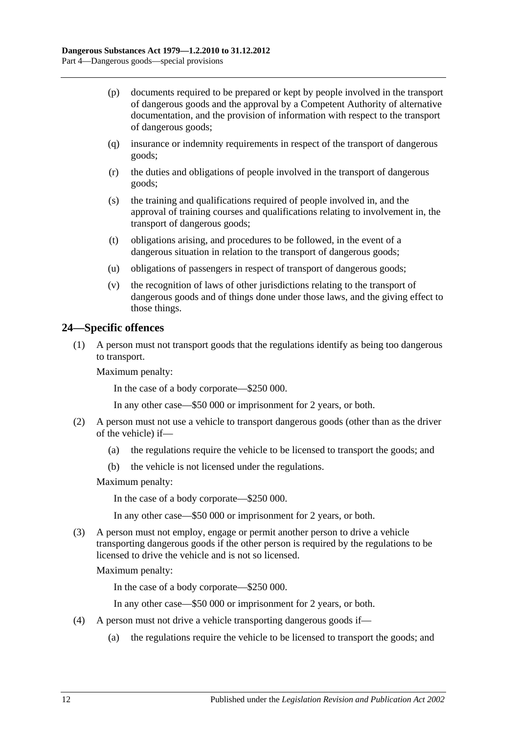(p) documents required to be prepared or kept by people involved in the transport of dangerous goods and the approval by a Competent Authority of alternative documentation, and the provision of information with respect to the transport of dangerous goods;

(q) insurance or indemnity requirements in respect of the transport of dangerous goods;

(r) the duties and obligations of people involved in the transport of dangerous goods;

(s) the training and qualifications required of people involved in, and the approval of training courses and qualifications relating to involvement in, the transport of dangerous goods;

(t) obligations arising, and procedures to be followed, in the event of a dangerous situation in relation to the transport of dangerous goods;

(u) obligations of passengers in respect of transport of dangerous goods;

(v) the recognition of laws of other jurisdictions relating to the transport of dangerous goods and of things done under those laws, and the giving effect to those things.

## 24—Specific offences

(1) A person must not transport goods that the regulations identify as being too dangerous to transport.

Maximum penalty:

In the case of a body corporate—$250 000.

In any other case—$50 000 or imprisonment for 2 years, or both.

(2) A person must not use a vehicle to transport dangerous goods (other than as the driver of the vehicle) if—

(a) the regulations require the vehicle to be licensed to transport the goods; and

(b) the vehicle is not licensed under the regulations.

Maximum penalty:

In the case of a body corporate—$250 000.

In any other case—$50 000 or imprisonment for 2 years, or both.

(3) A person must not employ, engage or permit another person to drive a vehicle transporting dangerous goods if the other person is required by the regulations to be licensed to drive the vehicle and is not so licensed.

Maximum penalty:

In the case of a body corporate—$250 000.

In any other case—$50 000 or imprisonment for 2 years, or both.

(4) A person must not drive a vehicle transporting dangerous goods if—

(a) the regulations require the vehicle to be licensed to transport the goods; and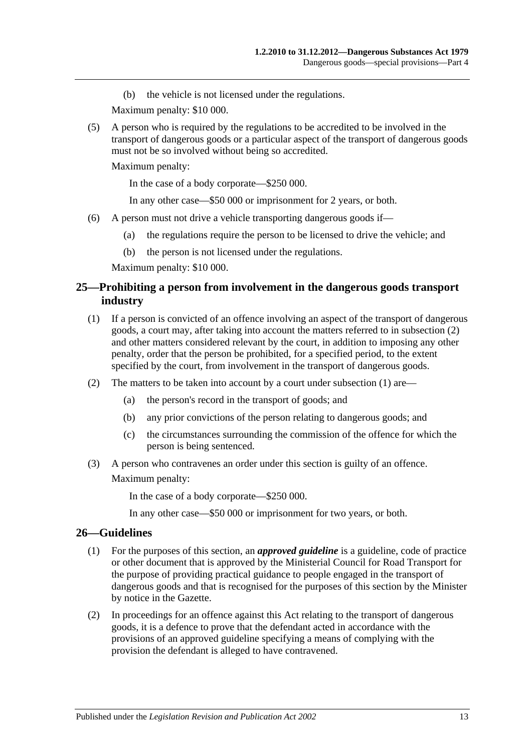(b) the vehicle is not licensed under the regulations.

Maximum penalty: $10 000.

(5) A person who is required by the regulations to be accredited to be involved in the transport of dangerous goods or a particular aspect of the transport of dangerous goods must not be so involved without being so accredited.

Maximum penalty:

In the case of a body corporate—$250 000.

In any other case—$50 000 or imprisonment for 2 years, or both.

(6) A person must not drive a vehicle transporting dangerous goods if—

(a) the regulations require the person to be licensed to drive the vehicle; and

(b) the person is not licensed under the regulations.

Maximum penalty: $10 000.

## 25—Prohibiting a person from involvement in the dangerous goods transport industry

(1) If a person is convicted of an offence involving an aspect of the transport of dangerous goods, a court may, after taking into account the matters referred to in subsection (2) and other matters considered relevant by the court, in addition to imposing any other penalty, order that the person be prohibited, for a specified period, to the extent specified by the court, from involvement in the transport of dangerous goods.

(2) The matters to be taken into account by a court under subsection (1) are—

(a) the person's record in the transport of goods; and

(b) any prior convictions of the person relating to dangerous goods; and

(c) the circumstances surrounding the commission of the offence for which the person is being sentenced.

(3) A person who contravenes an order under this section is guilty of an offence.

Maximum penalty:

In the case of a body corporate—$250 000.

In any other case—$50 000 or imprisonment for two years, or both.

## 26—Guidelines

(1) For the purposes of this section, an ***approved guideline*** is a guideline, code of practice or other document that is approved by the Ministerial Council for Road Transport for the purpose of providing practical guidance to people engaged in the transport of dangerous goods and that is recognised for the purposes of this section by the Minister by notice in the Gazette.

(2) In proceedings for an offence against this Act relating to the transport of dangerous goods, it is a defence to prove that the defendant acted in accordance with the provisions of an approved guideline specifying a means of complying with the provision the defendant is alleged to have contravened.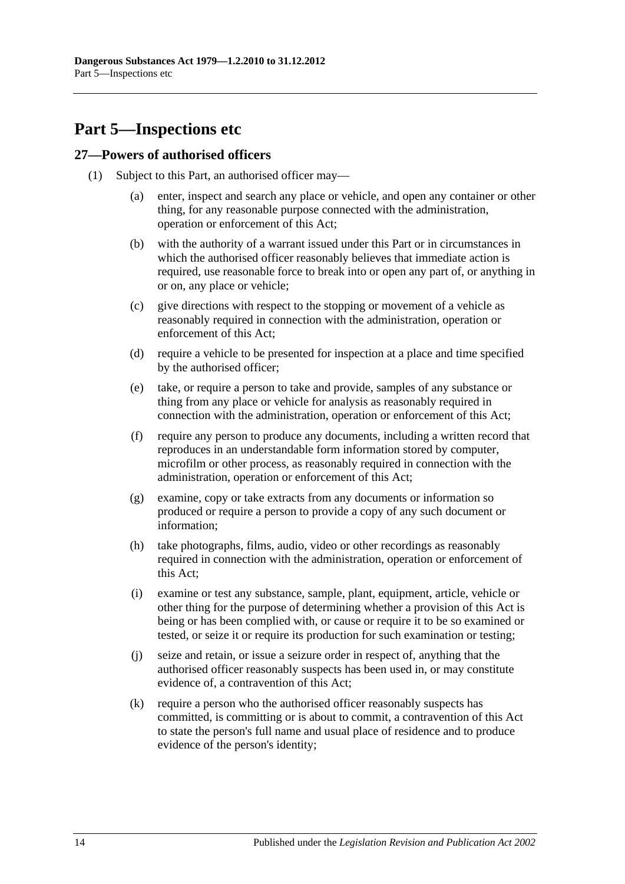# Part 5—Inspections etc

## 27—Powers of authorised officers

(1) Subject to this Part, an authorised officer may—

(a) enter, inspect and search any place or vehicle, and open any container or other thing, for any reasonable purpose connected with the administration, operation or enforcement of this Act;

(b) with the authority of a warrant issued under this Part or in circumstances in which the authorised officer reasonably believes that immediate action is required, use reasonable force to break into or open any part of, or anything in or on, any place or vehicle;

(c) give directions with respect to the stopping or movement of a vehicle as reasonably required in connection with the administration, operation or enforcement of this Act;

(d) require a vehicle to be presented for inspection at a place and time specified by the authorised officer;

(e) take, or require a person to take and provide, samples of any substance or thing from any place or vehicle for analysis as reasonably required in connection with the administration, operation or enforcement of this Act;

(f) require any person to produce any documents, including a written record that reproduces in an understandable form information stored by computer, microfilm or other process, as reasonably required in connection with the administration, operation or enforcement of this Act;

(g) examine, copy or take extracts from any documents or information so produced or require a person to provide a copy of any such document or information;

(h) take photographs, films, audio, video or other recordings as reasonably required in connection with the administration, operation or enforcement of this Act;

(i) examine or test any substance, sample, plant, equipment, article, vehicle or other thing for the purpose of determining whether a provision of this Act is being or has been complied with, or cause or require it to be so examined or tested, or seize it or require its production for such examination or testing;

(j) seize and retain, or issue a seizure order in respect of, anything that the authorised officer reasonably suspects has been used in, or may constitute evidence of, a contravention of this Act;

(k) require a person who the authorised officer reasonably suspects has committed, is committing or is about to commit, a contravention of this Act to state the person's full name and usual place of residence and to produce evidence of the person's identity;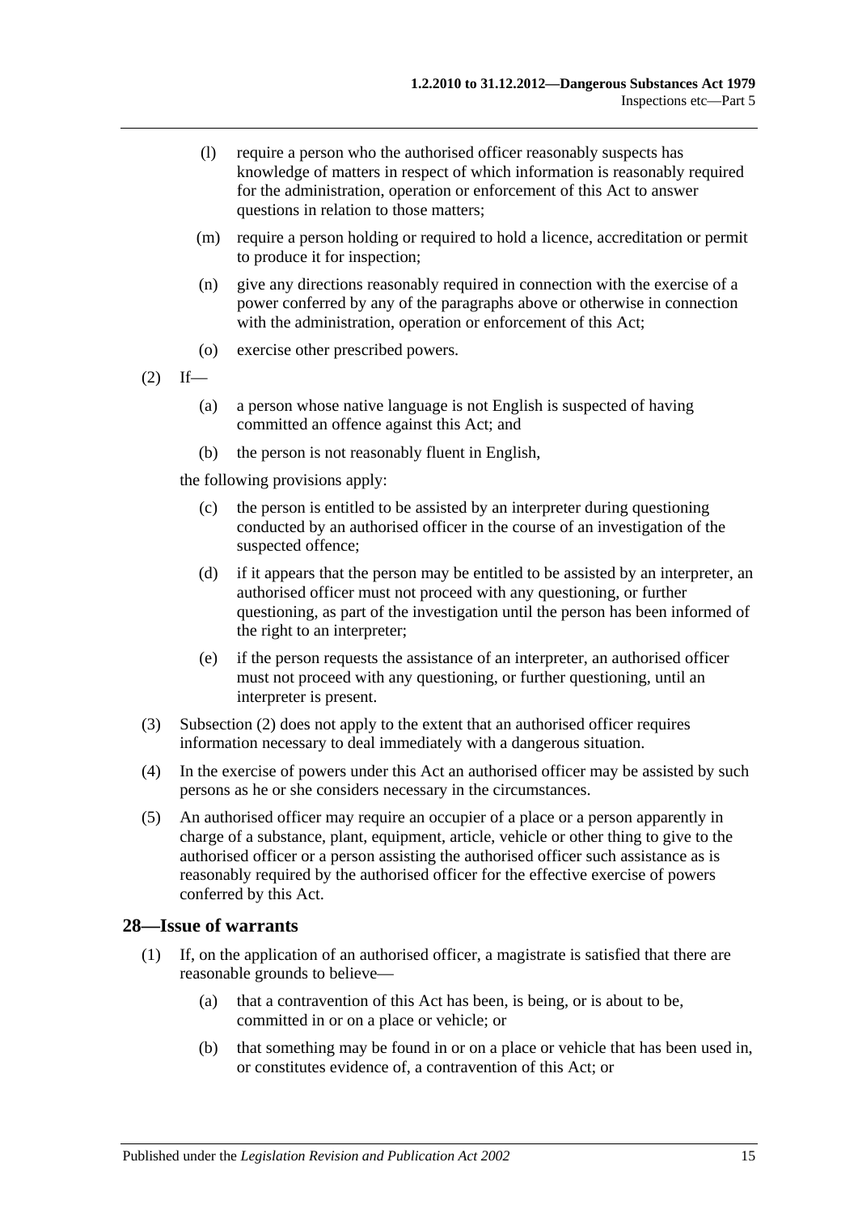(l) require a person who the authorised officer reasonably suspects has knowledge of matters in respect of which information is reasonably required for the administration, operation or enforcement of this Act to answer questions in relation to those matters;

(m) require a person holding or required to hold a licence, accreditation or permit to produce it for inspection;

(n) give any directions reasonably required in connection with the exercise of a power conferred by any of the paragraphs above or otherwise in connection with the administration, operation or enforcement of this Act;

(o) exercise other prescribed powers.

(2) If—

(a) a person whose native language is not English is suspected of having committed an offence against this Act; and

(b) the person is not reasonably fluent in English,

the following provisions apply:

(c) the person is entitled to be assisted by an interpreter during questioning conducted by an authorised officer in the course of an investigation of the suspected offence;

(d) if it appears that the person may be entitled to be assisted by an interpreter, an authorised officer must not proceed with any questioning, or further questioning, as part of the investigation until the person has been informed of the right to an interpreter;

(e) if the person requests the assistance of an interpreter, an authorised officer must not proceed with any questioning, or further questioning, until an interpreter is present.

(3) Subsection (2) does not apply to the extent that an authorised officer requires information necessary to deal immediately with a dangerous situation.

(4) In the exercise of powers under this Act an authorised officer may be assisted by such persons as he or she considers necessary in the circumstances.

(5) An authorised officer may require an occupier of a place or a person apparently in charge of a substance, plant, equipment, article, vehicle or other thing to give to the authorised officer or a person assisting the authorised officer such assistance as is reasonably required by the authorised officer for the effective exercise of powers conferred by this Act.

## 28—Issue of warrants

(1) If, on the application of an authorised officer, a magistrate is satisfied that there are reasonable grounds to believe—

(a) that a contravention of this Act has been, is being, or is about to be, committed in or on a place or vehicle; or

(b) that something may be found in or on a place or vehicle that has been used in, or constitutes evidence of, a contravention of this Act; or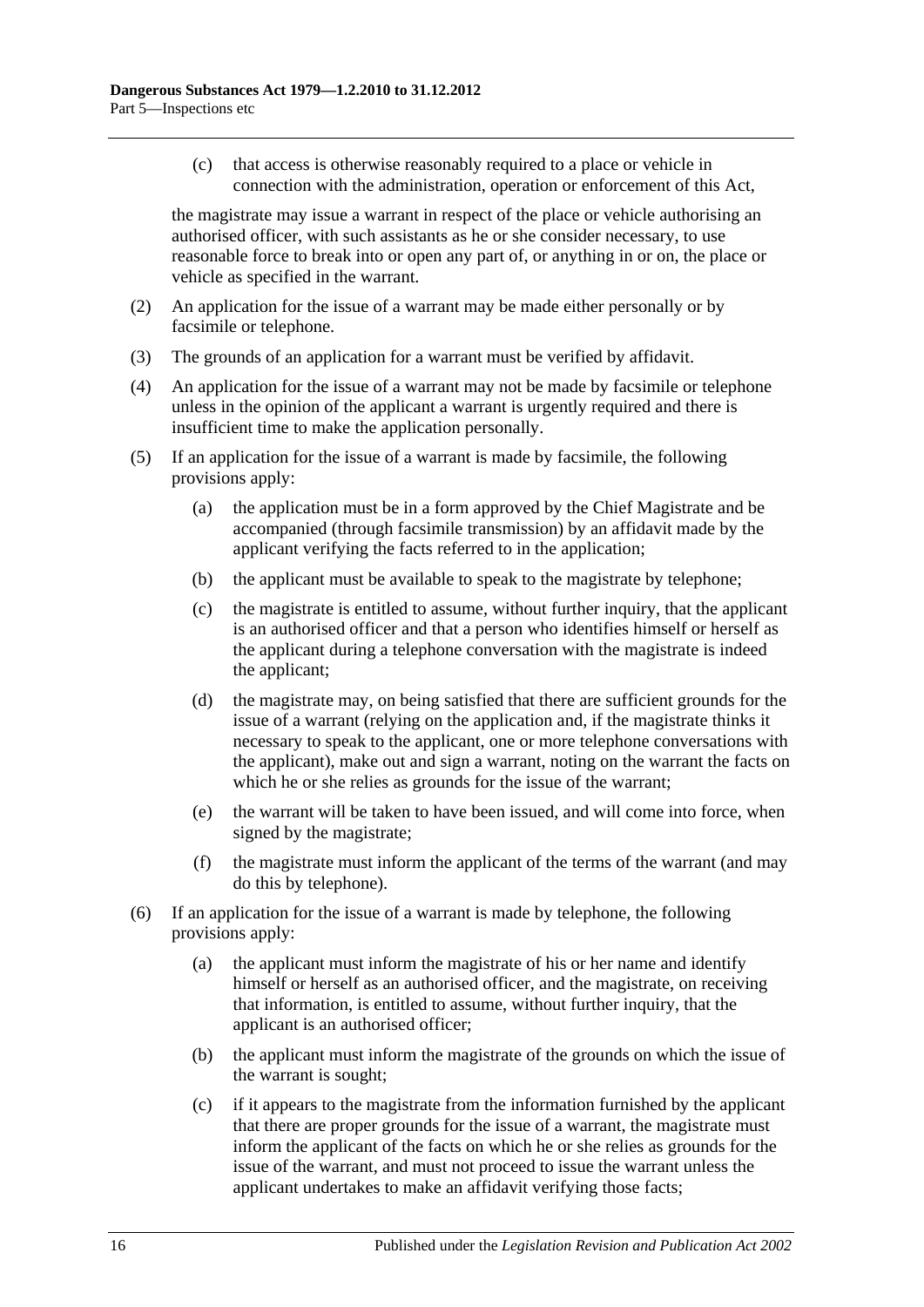(c) that access is otherwise reasonably required to a place or vehicle in connection with the administration, operation or enforcement of this Act,

the magistrate may issue a warrant in respect of the place or vehicle authorising an authorised officer, with such assistants as he or she consider necessary, to use reasonable force to break into or open any part of, or anything in or on, the place or vehicle as specified in the warrant.

(2) An application for the issue of a warrant may be made either personally or by facsimile or telephone.

(3) The grounds of an application for a warrant must be verified by affidavit.

(4) An application for the issue of a warrant may not be made by facsimile or telephone unless in the opinion of the applicant a warrant is urgently required and there is insufficient time to make the application personally.

(5) If an application for the issue of a warrant is made by facsimile, the following provisions apply:

(a) the application must be in a form approved by the Chief Magistrate and be accompanied (through facsimile transmission) by an affidavit made by the applicant verifying the facts referred to in the application;

(b) the applicant must be available to speak to the magistrate by telephone;

(c) the magistrate is entitled to assume, without further inquiry, that the applicant is an authorised officer and that a person who identifies himself or herself as the applicant during a telephone conversation with the magistrate is indeed the applicant;

(d) the magistrate may, on being satisfied that there are sufficient grounds for the issue of a warrant (relying on the application and, if the magistrate thinks it necessary to speak to the applicant, one or more telephone conversations with the applicant), make out and sign a warrant, noting on the warrant the facts on which he or she relies as grounds for the issue of the warrant;

(e) the warrant will be taken to have been issued, and will come into force, when signed by the magistrate;

(f) the magistrate must inform the applicant of the terms of the warrant (and may do this by telephone).

(6) If an application for the issue of a warrant is made by telephone, the following provisions apply:

(a) the applicant must inform the magistrate of his or her name and identify himself or herself as an authorised officer, and the magistrate, on receiving that information, is entitled to assume, without further inquiry, that the applicant is an authorised officer;

(b) the applicant must inform the magistrate of the grounds on which the issue of the warrant is sought;

(c) if it appears to the magistrate from the information furnished by the applicant that there are proper grounds for the issue of a warrant, the magistrate must inform the applicant of the facts on which he or she relies as grounds for the issue of the warrant, and must not proceed to issue the warrant unless the applicant undertakes to make an affidavit verifying those facts;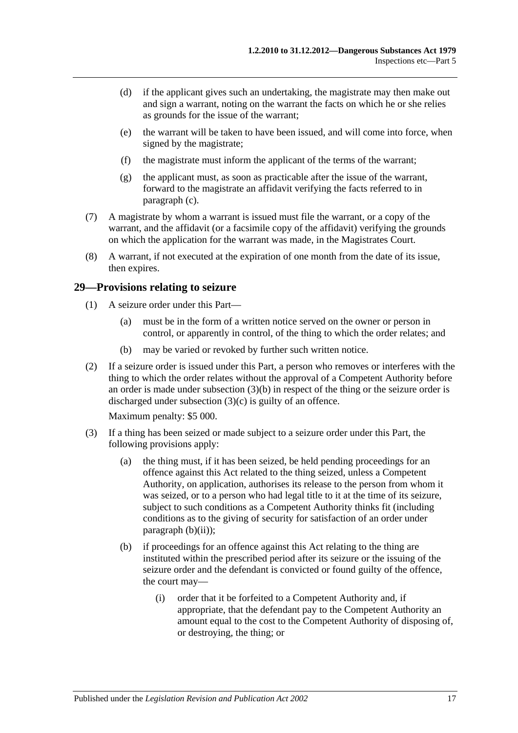(d) if the applicant gives such an undertaking, the magistrate may then make out and sign a warrant, noting on the warrant the facts on which he or she relies as grounds for the issue of the warrant;

(e) the warrant will be taken to have been issued, and will come into force, when signed by the magistrate;

(f) the magistrate must inform the applicant of the terms of the warrant;

(g) the applicant must, as soon as practicable after the issue of the warrant, forward to the magistrate an affidavit verifying the facts referred to in paragraph (c).

(7) A magistrate by whom a warrant is issued must file the warrant, or a copy of the warrant, and the affidavit (or a facsimile copy of the affidavit) verifying the grounds on which the application for the warrant was made, in the Magistrates Court.

(8) A warrant, if not executed at the expiration of one month from the date of its issue, then expires.

## 29—Provisions relating to seizure

(1) A seizure order under this Part—

(a) must be in the form of a written notice served on the owner or person in control, or apparently in control, of the thing to which the order relates; and

(b) may be varied or revoked by further such written notice.

(2) If a seizure order is issued under this Part, a person who removes or interferes with the thing to which the order relates without the approval of a Competent Authority before an order is made under subsection (3)(b) in respect of the thing or the seizure order is discharged under subsection (3)(c) is guilty of an offence.

Maximum penalty: $5 000.

(3) If a thing has been seized or made subject to a seizure order under this Part, the following provisions apply:

(a) the thing must, if it has been seized, be held pending proceedings for an offence against this Act related to the thing seized, unless a Competent Authority, on application, authorises its release to the person from whom it was seized, or to a person who had legal title to it at the time of its seizure, subject to such conditions as a Competent Authority thinks fit (including conditions as to the giving of security for satisfaction of an order under paragraph (b)(ii));

(b) if proceedings for an offence against this Act relating to the thing are instituted within the prescribed period after its seizure or the issuing of the seizure order and the defendant is convicted or found guilty of the offence, the court may—

(i) order that it be forfeited to a Competent Authority and, if appropriate, that the defendant pay to the Competent Authority an amount equal to the cost to the Competent Authority of disposing of, or destroying, the thing; or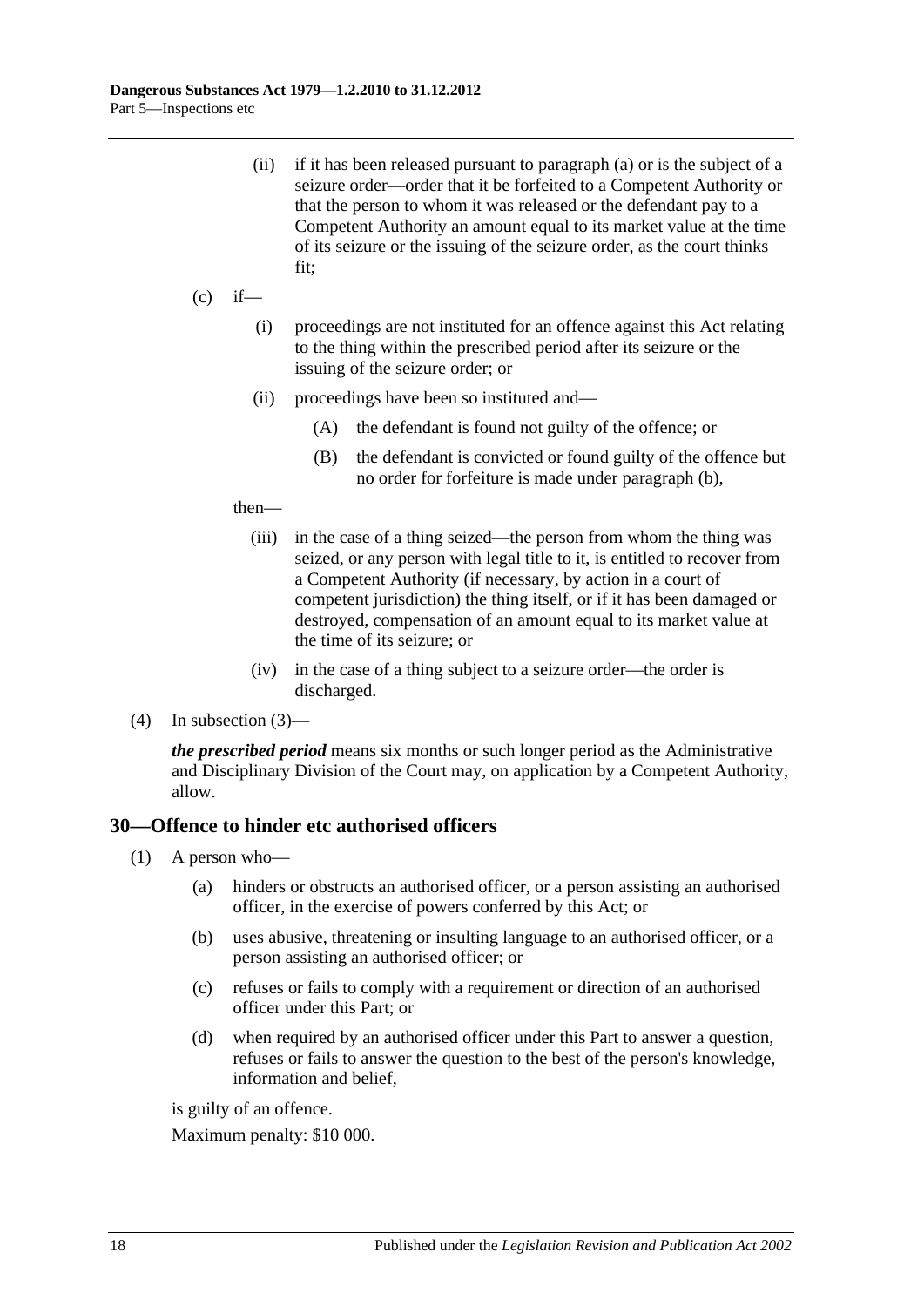(ii) if it has been released pursuant to paragraph (a) or is the subject of a seizure order—order that it be forfeited to a Competent Authority or that the person to whom it was released or the defendant pay to a Competent Authority an amount equal to its market value at the time of its seizure or the issuing of the seizure order, as the court thinks fit;

(c) if—

(i) proceedings are not instituted for an offence against this Act relating to the thing within the prescribed period after its seizure or the issuing of the seizure order; or

(ii) proceedings have been so instituted and—

(A) the defendant is found not guilty of the offence; or

(B) the defendant is convicted or found guilty of the offence but no order for forfeiture is made under paragraph (b),

then—

(iii) in the case of a thing seized—the person from whom the thing was seized, or any person with legal title to it, is entitled to recover from a Competent Authority (if necessary, by action in a court of competent jurisdiction) the thing itself, or if it has been damaged or destroyed, compensation of an amount equal to its market value at the time of its seizure; or

(iv) in the case of a thing subject to a seizure order—the order is discharged.

(4) In subsection (3)—

***the prescribed period*** means six months or such longer period as the Administrative and Disciplinary Division of the Court may, on application by a Competent Authority, allow.

## 30—Offence to hinder etc authorised officers

(1) A person who—

(a) hinders or obstructs an authorised officer, or a person assisting an authorised officer, in the exercise of powers conferred by this Act; or

(b) uses abusive, threatening or insulting language to an authorised officer, or a person assisting an authorised officer; or

(c) refuses or fails to comply with a requirement or direction of an authorised officer under this Part; or

(d) when required by an authorised officer under this Part to answer a question, refuses or fails to answer the question to the best of the person's knowledge, information and belief,

is guilty of an offence.

Maximum penalty: $10 000.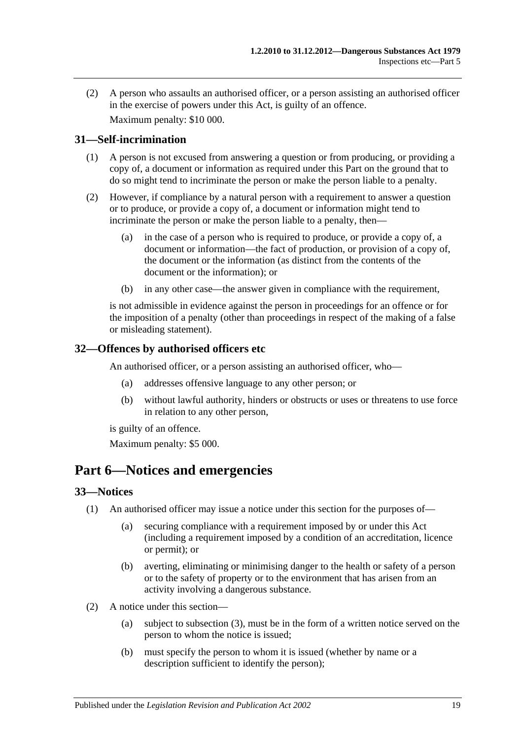(2) A person who assaults an authorised officer, or a person assisting an authorised officer in the exercise of powers under this Act, is guilty of an offence.

Maximum penalty: $10 000.

### 31—Self-incrimination

(1) A person is not excused from answering a question or from producing, or providing a copy of, a document or information as required under this Part on the ground that to do so might tend to incriminate the person or make the person liable to a penalty.

(2) However, if compliance by a natural person with a requirement to answer a question or to produce, or provide a copy of, a document or information might tend to incriminate the person or make the person liable to a penalty, then—

- (a) in the case of a person who is required to produce, or provide a copy of, a document or information—the fact of production, or provision of a copy of, the document or the information (as distinct from the contents of the document or the information); or
- (b) in any other case—the answer given in compliance with the requirement,

is not admissible in evidence against the person in proceedings for an offence or for the imposition of a penalty (other than proceedings in respect of the making of a false or misleading statement).

### 32—Offences by authorised officers etc

An authorised officer, or a person assisting an authorised officer, who—

- (a) addresses offensive language to any other person; or
- (b) without lawful authority, hinders or obstructs or uses or threatens to use force in relation to any other person,

is guilty of an offence.

Maximum penalty: $5 000.

## Part 6—Notices and emergencies

### 33—Notices

(1) An authorised officer may issue a notice under this section for the purposes of—

- (a) securing compliance with a requirement imposed by or under this Act (including a requirement imposed by a condition of an accreditation, licence or permit); or
- (b) averting, eliminating or minimising danger to the health or safety of a person or to the safety of property or to the environment that has arisen from an activity involving a dangerous substance.

(2) A notice under this section—

- (a) subject to subsection (3), must be in the form of a written notice served on the person to whom the notice is issued;
- (b) must specify the person to whom it is issued (whether by name or a description sufficient to identify the person);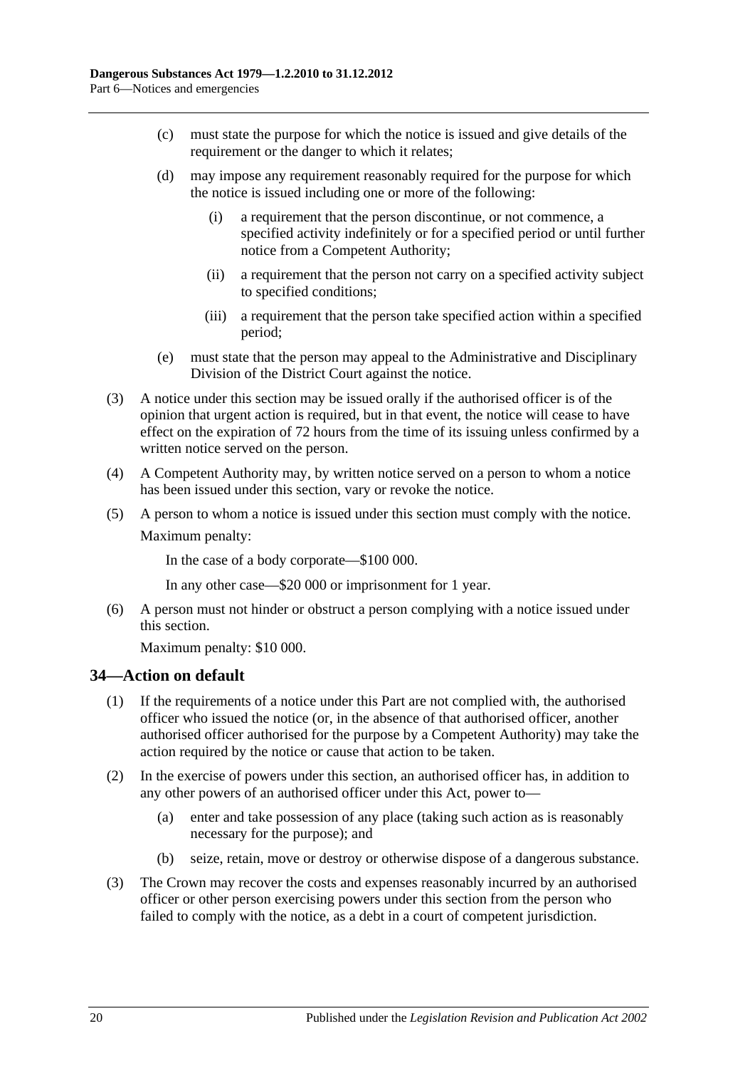(c) must state the purpose for which the notice is issued and give details of the requirement or the danger to which it relates;

(d) may impose any requirement reasonably required for the purpose for which the notice is issued including one or more of the following:

(i) a requirement that the person discontinue, or not commence, a specified activity indefinitely or for a specified period or until further notice from a Competent Authority;

(ii) a requirement that the person not carry on a specified activity subject to specified conditions;

(iii) a requirement that the person take specified action within a specified period;

(e) must state that the person may appeal to the Administrative and Disciplinary Division of the District Court against the notice.

(3) A notice under this section may be issued orally if the authorised officer is of the opinion that urgent action is required, but in that event, the notice will cease to have effect on the expiration of 72 hours from the time of its issuing unless confirmed by a written notice served on the person.

(4) A Competent Authority may, by written notice served on a person to whom a notice has been issued under this section, vary or revoke the notice.

(5) A person to whom a notice is issued under this section must comply with the notice.

Maximum penalty:

In the case of a body corporate—$100 000.

In any other case—$20 000 or imprisonment for 1 year.

(6) A person must not hinder or obstruct a person complying with a notice issued under this section.

Maximum penalty: $10 000.

## 34—Action on default

(1) If the requirements of a notice under this Part are not complied with, the authorised officer who issued the notice (or, in the absence of that authorised officer, another authorised officer authorised for the purpose by a Competent Authority) may take the action required by the notice or cause that action to be taken.

(2) In the exercise of powers under this section, an authorised officer has, in addition to any other powers of an authorised officer under this Act, power to—

(a) enter and take possession of any place (taking such action as is reasonably necessary for the purpose); and

(b) seize, retain, move or destroy or otherwise dispose of a dangerous substance.

(3) The Crown may recover the costs and expenses reasonably incurred by an authorised officer or other person exercising powers under this section from the person who failed to comply with the notice, as a debt in a court of competent jurisdiction.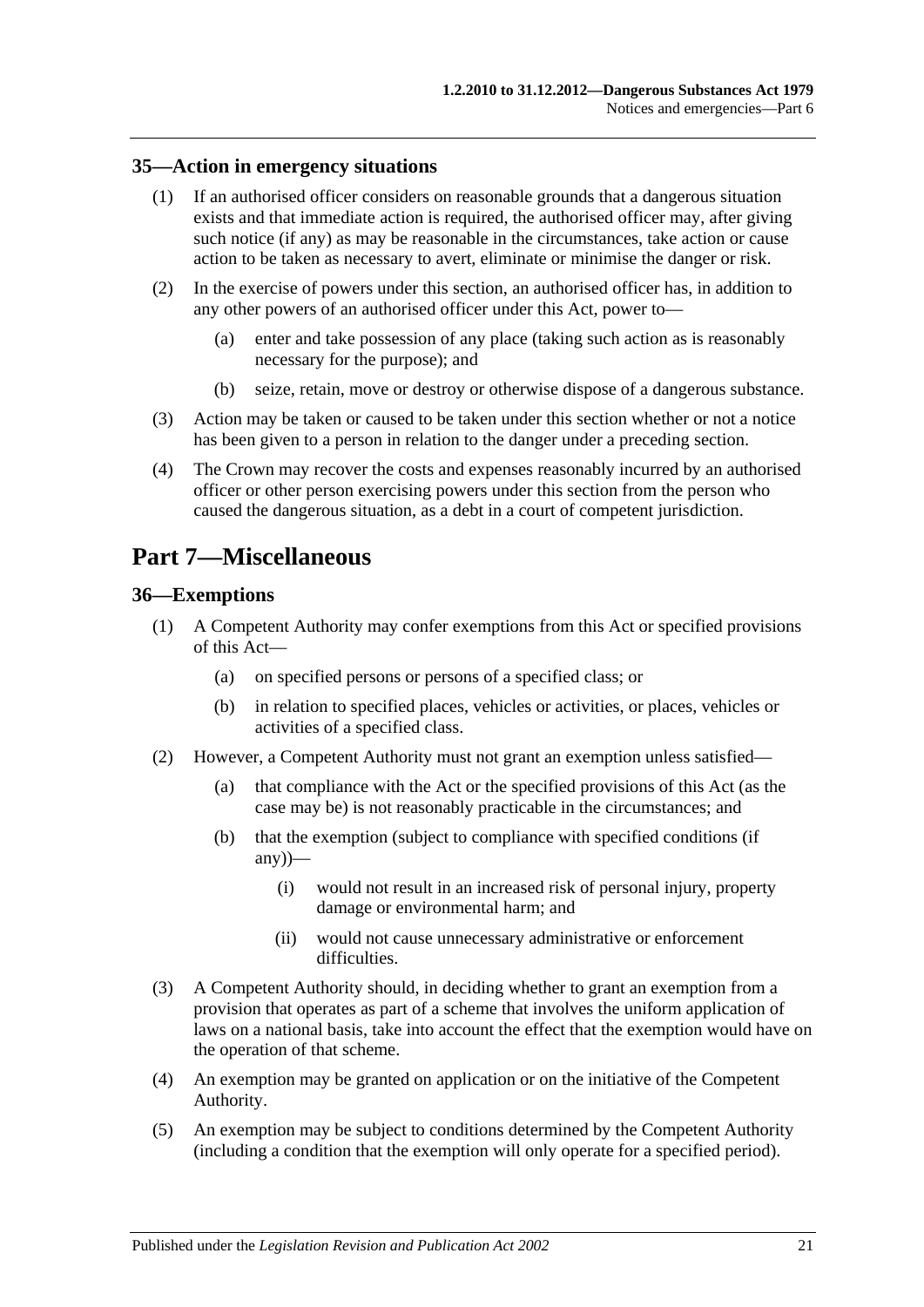## 35—Action in emergency situations

(1) If an authorised officer considers on reasonable grounds that a dangerous situation exists and that immediate action is required, the authorised officer may, after giving such notice (if any) as may be reasonable in the circumstances, take action or cause action to be taken as necessary to avert, eliminate or minimise the danger or risk.

(2) In the exercise of powers under this section, an authorised officer has, in addition to any other powers of an authorised officer under this Act, power to—

(a) enter and take possession of any place (taking such action as is reasonably necessary for the purpose); and

(b) seize, retain, move or destroy or otherwise dispose of a dangerous substance.

(3) Action may be taken or caused to be taken under this section whether or not a notice has been given to a person in relation to the danger under a preceding section.

(4) The Crown may recover the costs and expenses reasonably incurred by an authorised officer or other person exercising powers under this section from the person who caused the dangerous situation, as a debt in a court of competent jurisdiction.

# Part 7—Miscellaneous

## 36—Exemptions

(1) A Competent Authority may confer exemptions from this Act or specified provisions of this Act—

(a) on specified persons or persons of a specified class; or

(b) in relation to specified places, vehicles or activities, or places, vehicles or activities of a specified class.

(2) However, a Competent Authority must not grant an exemption unless satisfied—

(a) that compliance with the Act or the specified provisions of this Act (as the case may be) is not reasonably practicable in the circumstances; and

(b) that the exemption (subject to compliance with specified conditions (if any))—

(i) would not result in an increased risk of personal injury, property damage or environmental harm; and

(ii) would not cause unnecessary administrative or enforcement difficulties.

(3) A Competent Authority should, in deciding whether to grant an exemption from a provision that operates as part of a scheme that involves the uniform application of laws on a national basis, take into account the effect that the exemption would have on the operation of that scheme.

(4) An exemption may be granted on application or on the initiative of the Competent Authority.

(5) An exemption may be subject to conditions determined by the Competent Authority (including a condition that the exemption will only operate for a specified period).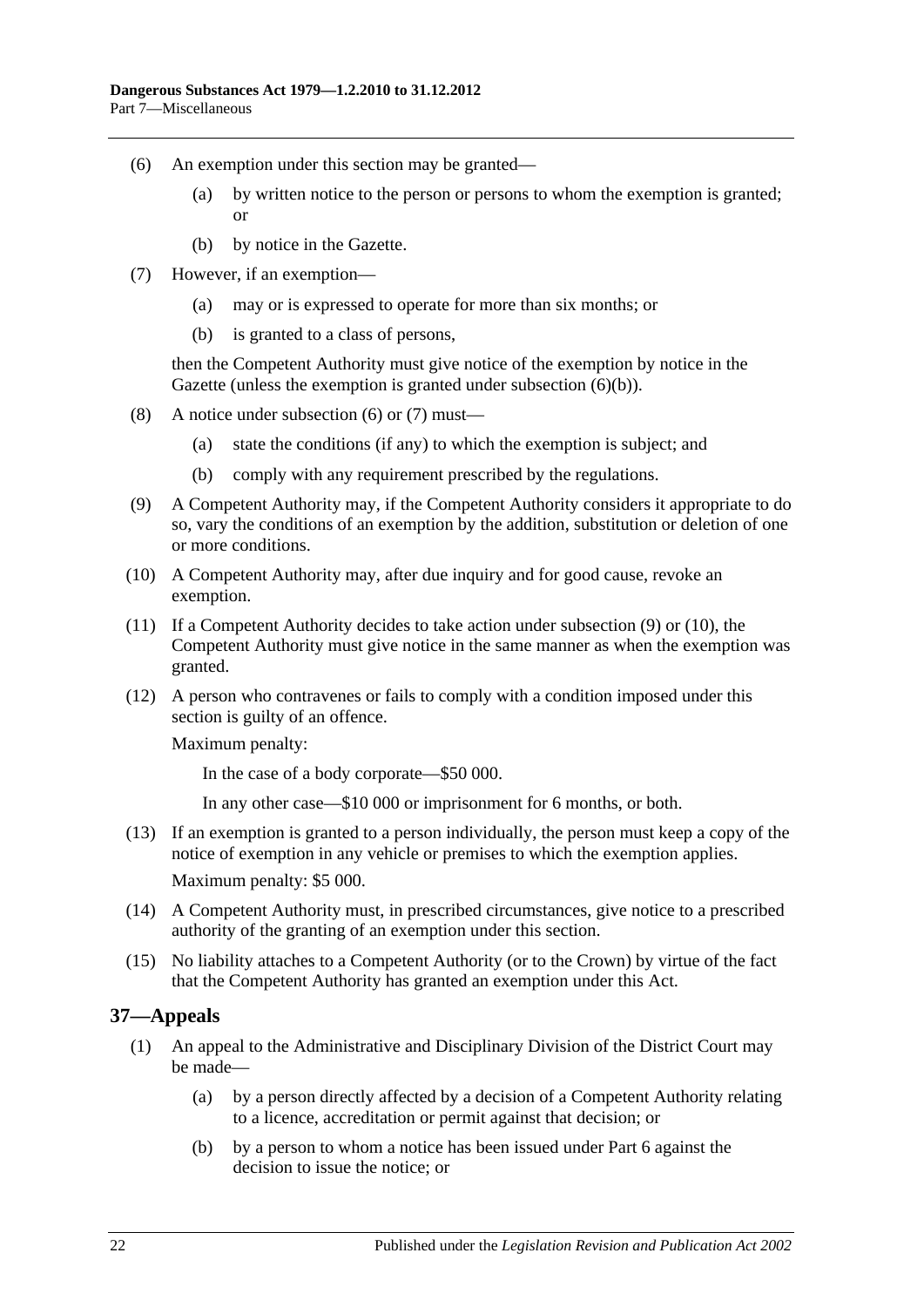(6) An exemption under this section may be granted—

(a) by written notice to the person or persons to whom the exemption is granted; or

(b) by notice in the Gazette.

(7) However, if an exemption—

(a) may or is expressed to operate for more than six months; or

(b) is granted to a class of persons,

then the Competent Authority must give notice of the exemption by notice in the Gazette (unless the exemption is granted under subsection (6)(b)).

(8) A notice under subsection (6) or (7) must—

(a) state the conditions (if any) to which the exemption is subject; and

(b) comply with any requirement prescribed by the regulations.

(9) A Competent Authority may, if the Competent Authority considers it appropriate to do so, vary the conditions of an exemption by the addition, substitution or deletion of one or more conditions.

(10) A Competent Authority may, after due inquiry and for good cause, revoke an exemption.

(11) If a Competent Authority decides to take action under subsection (9) or (10), the Competent Authority must give notice in the same manner as when the exemption was granted.

(12) A person who contravenes or fails to comply with a condition imposed under this section is guilty of an offence.

Maximum penalty:

In the case of a body corporate—$50 000.

In any other case—$10 000 or imprisonment for 6 months, or both.

(13) If an exemption is granted to a person individually, the person must keep a copy of the notice of exemption in any vehicle or premises to which the exemption applies.

Maximum penalty: $5 000.

(14) A Competent Authority must, in prescribed circumstances, give notice to a prescribed authority of the granting of an exemption under this section.

(15) No liability attaches to a Competent Authority (or to the Crown) by virtue of the fact that the Competent Authority has granted an exemption under this Act.

## 37—Appeals

(1) An appeal to the Administrative and Disciplinary Division of the District Court may be made—

(a) by a person directly affected by a decision of a Competent Authority relating to a licence, accreditation or permit against that decision; or

(b) by a person to whom a notice has been issued under Part 6 against the decision to issue the notice; or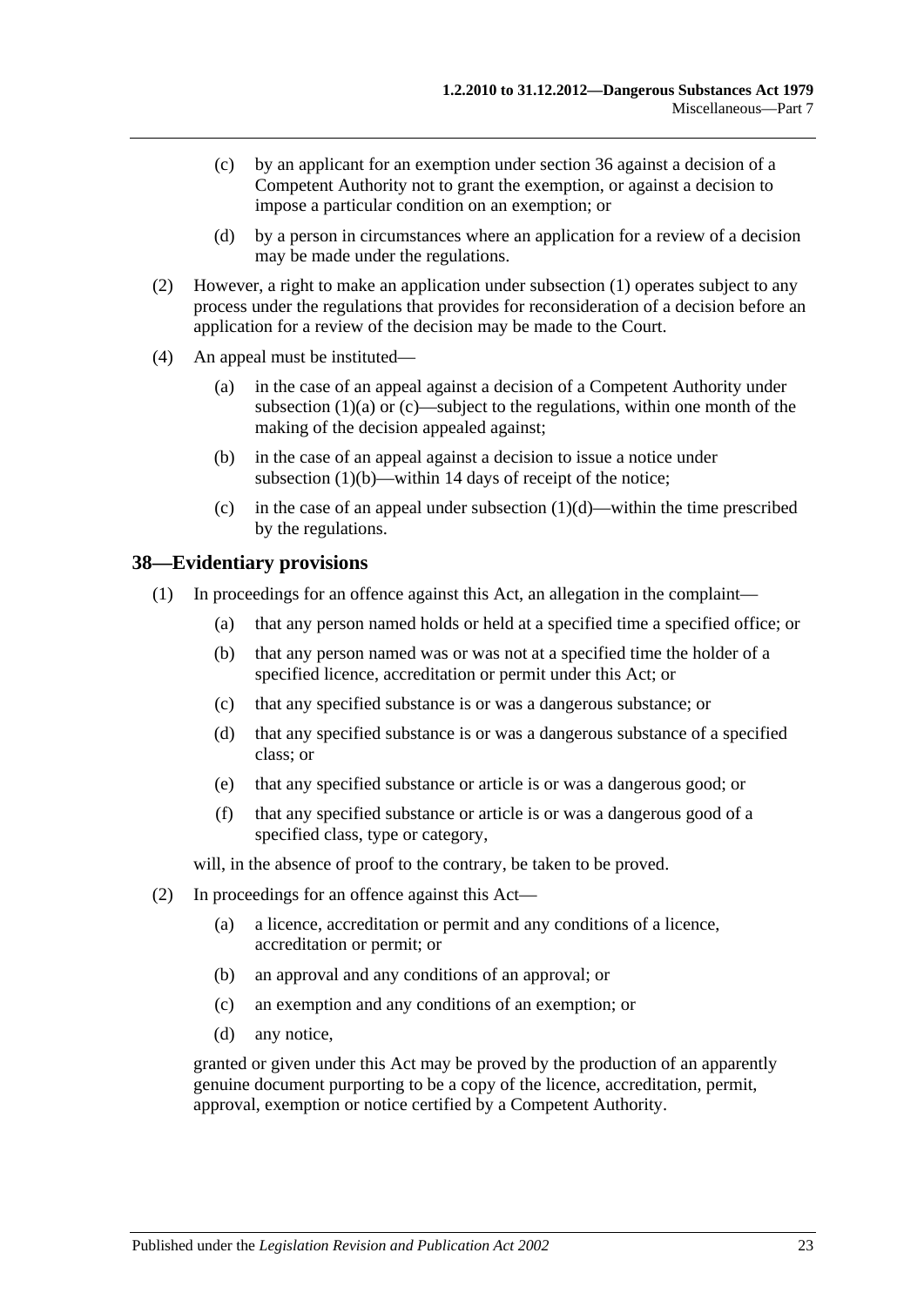(c) by an applicant for an exemption under section 36 against a decision of a Competent Authority not to grant the exemption, or against a decision to impose a particular condition on an exemption; or

(d) by a person in circumstances where an application for a review of a decision may be made under the regulations.

(2) However, a right to make an application under subsection (1) operates subject to any process under the regulations that provides for reconsideration of a decision before an application for a review of the decision may be made to the Court.

(4) An appeal must be instituted—

(a) in the case of an appeal against a decision of a Competent Authority under subsection (1)(a) or (c)—subject to the regulations, within one month of the making of the decision appealed against;

(b) in the case of an appeal against a decision to issue a notice under subsection (1)(b)—within 14 days of receipt of the notice;

(c) in the case of an appeal under subsection (1)(d)—within the time prescribed by the regulations.

## 38—Evidentiary provisions

(1) In proceedings for an offence against this Act, an allegation in the complaint—

(a) that any person named holds or held at a specified time a specified office; or

(b) that any person named was or was not at a specified time the holder of a specified licence, accreditation or permit under this Act; or

(c) that any specified substance is or was a dangerous substance; or

(d) that any specified substance is or was a dangerous substance of a specified class; or

(e) that any specified substance or article is or was a dangerous good; or

(f) that any specified substance or article is or was a dangerous good of a specified class, type or category,

will, in the absence of proof to the contrary, be taken to be proved.

(2) In proceedings for an offence against this Act—

(a) a licence, accreditation or permit and any conditions of a licence, accreditation or permit; or

(b) an approval and any conditions of an approval; or

(c) an exemption and any conditions of an exemption; or

(d) any notice,

granted or given under this Act may be proved by the production of an apparently genuine document purporting to be a copy of the licence, accreditation, permit, approval, exemption or notice certified by a Competent Authority.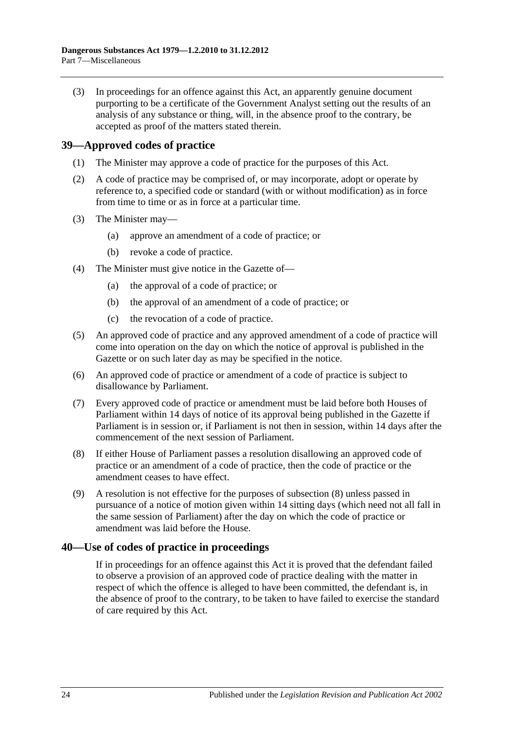(3) In proceedings for an offence against this Act, an apparently genuine document purporting to be a certificate of the Government Analyst setting out the results of an analysis of any substance or thing, will, in the absence proof to the contrary, be accepted as proof of the matters stated therein.

## 39—Approved codes of practice

(1) The Minister may approve a code of practice for the purposes of this Act.

(2) A code of practice may be comprised of, or may incorporate, adopt or operate by reference to, a specified code or standard (with or without modification) as in force from time to time or as in force at a particular time.

(3) The Minister may—

(a) approve an amendment of a code of practice; or

(b) revoke a code of practice.

(4) The Minister must give notice in the Gazette of—

(a) the approval of a code of practice; or

(b) the approval of an amendment of a code of practice; or

(c) the revocation of a code of practice.

(5) An approved code of practice and any approved amendment of a code of practice will come into operation on the day on which the notice of approval is published in the Gazette or on such later day as may be specified in the notice.

(6) An approved code of practice or amendment of a code of practice is subject to disallowance by Parliament.

(7) Every approved code of practice or amendment must be laid before both Houses of Parliament within 14 days of notice of its approval being published in the Gazette if Parliament is in session or, if Parliament is not then in session, within 14 days after the commencement of the next session of Parliament.

(8) If either House of Parliament passes a resolution disallowing an approved code of practice or an amendment of a code of practice, then the code of practice or the amendment ceases to have effect.

(9) A resolution is not effective for the purposes of subsection (8) unless passed in pursuance of a notice of motion given within 14 sitting days (which need not all fall in the same session of Parliament) after the day on which the code of practice or amendment was laid before the House.

## 40—Use of codes of practice in proceedings

If in proceedings for an offence against this Act it is proved that the defendant failed to observe a provision of an approved code of practice dealing with the matter in respect of which the offence is alleged to have been committed, the defendant is, in the absence of proof to the contrary, to be taken to have failed to exercise the standard of care required by this Act.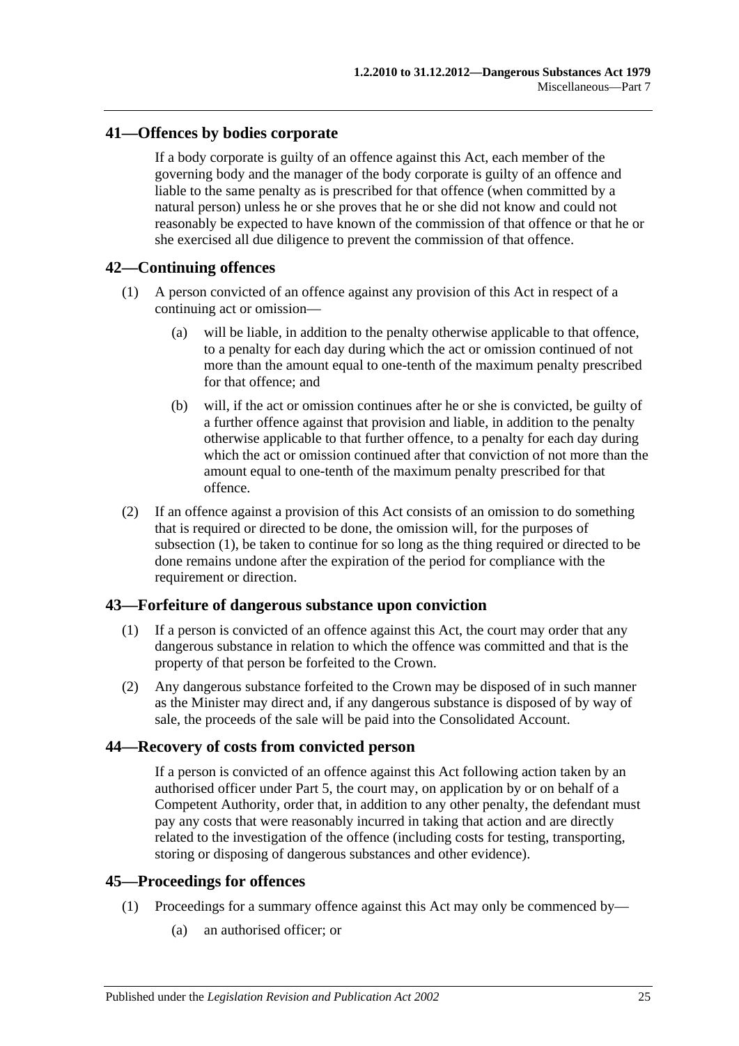## 41—Offences by bodies corporate

If a body corporate is guilty of an offence against this Act, each member of the governing body and the manager of the body corporate is guilty of an offence and liable to the same penalty as is prescribed for that offence (when committed by a natural person) unless he or she proves that he or she did not know and could not reasonably be expected to have known of the commission of that offence or that he or she exercised all due diligence to prevent the commission of that offence.

## 42—Continuing offences

(1) A person convicted of an offence against any provision of this Act in respect of a continuing act or omission—

(a) will be liable, in addition to the penalty otherwise applicable to that offence, to a penalty for each day during which the act or omission continued of not more than the amount equal to one-tenth of the maximum penalty prescribed for that offence; and

(b) will, if the act or omission continues after he or she is convicted, be guilty of a further offence against that provision and liable, in addition to the penalty otherwise applicable to that further offence, to a penalty for each day during which the act or omission continued after that conviction of not more than the amount equal to one-tenth of the maximum penalty prescribed for that offence.

(2) If an offence against a provision of this Act consists of an omission to do something that is required or directed to be done, the omission will, for the purposes of subsection (1), be taken to continue for so long as the thing required or directed to be done remains undone after the expiration of the period for compliance with the requirement or direction.

## 43—Forfeiture of dangerous substance upon conviction

(1) If a person is convicted of an offence against this Act, the court may order that any dangerous substance in relation to which the offence was committed and that is the property of that person be forfeited to the Crown.

(2) Any dangerous substance forfeited to the Crown may be disposed of in such manner as the Minister may direct and, if any dangerous substance is disposed of by way of sale, the proceeds of the sale will be paid into the Consolidated Account.

## 44—Recovery of costs from convicted person

If a person is convicted of an offence against this Act following action taken by an authorised officer under Part 5, the court may, on application by or on behalf of a Competent Authority, order that, in addition to any other penalty, the defendant must pay any costs that were reasonably incurred in taking that action and are directly related to the investigation of the offence (including costs for testing, transporting, storing or disposing of dangerous substances and other evidence).

## 45—Proceedings for offences

(1) Proceedings for a summary offence against this Act may only be commenced by—

(a) an authorised officer; or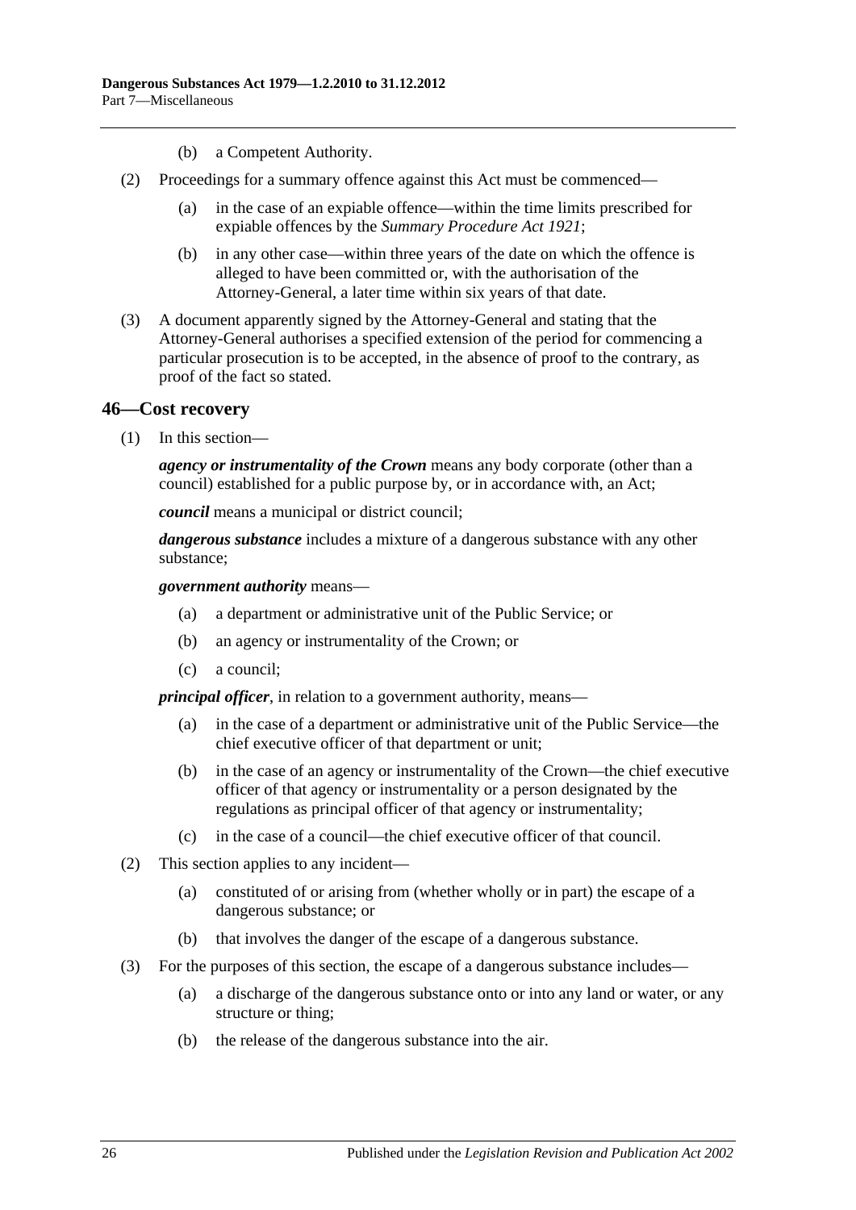(b) a Competent Authority.

(2) Proceedings for a summary offence against this Act must be commenced—

(a) in the case of an expiable offence—within the time limits prescribed for expiable offences by the *Summary Procedure Act 1921*;

(b) in any other case—within three years of the date on which the offence is alleged to have been committed or, with the authorisation of the Attorney-General, a later time within six years of that date.

(3) A document apparently signed by the Attorney-General and stating that the Attorney-General authorises a specified extension of the period for commencing a particular prosecution is to be accepted, in the absence of proof to the contrary, as proof of the fact so stated.

## 46—Cost recovery

(1) In this section—

***agency or instrumentality of the Crown*** means any body corporate (other than a council) established for a public purpose by, or in accordance with, an Act;

***council*** means a municipal or district council;

***dangerous substance*** includes a mixture of a dangerous substance with any other substance;

***government authority*** means—

(a) a department or administrative unit of the Public Service; or

(b) an agency or instrumentality of the Crown; or

(c) a council;

***principal officer***, in relation to a government authority, means—

(a) in the case of a department or administrative unit of the Public Service—the chief executive officer of that department or unit;

(b) in the case of an agency or instrumentality of the Crown—the chief executive officer of that agency or instrumentality or a person designated by the regulations as principal officer of that agency or instrumentality;

(c) in the case of a council—the chief executive officer of that council.

(2) This section applies to any incident—

(a) constituted of or arising from (whether wholly or in part) the escape of a dangerous substance; or

(b) that involves the danger of the escape of a dangerous substance.

(3) For the purposes of this section, the escape of a dangerous substance includes—

(a) a discharge of the dangerous substance onto or into any land or water, or any structure or thing;

(b) the release of the dangerous substance into the air.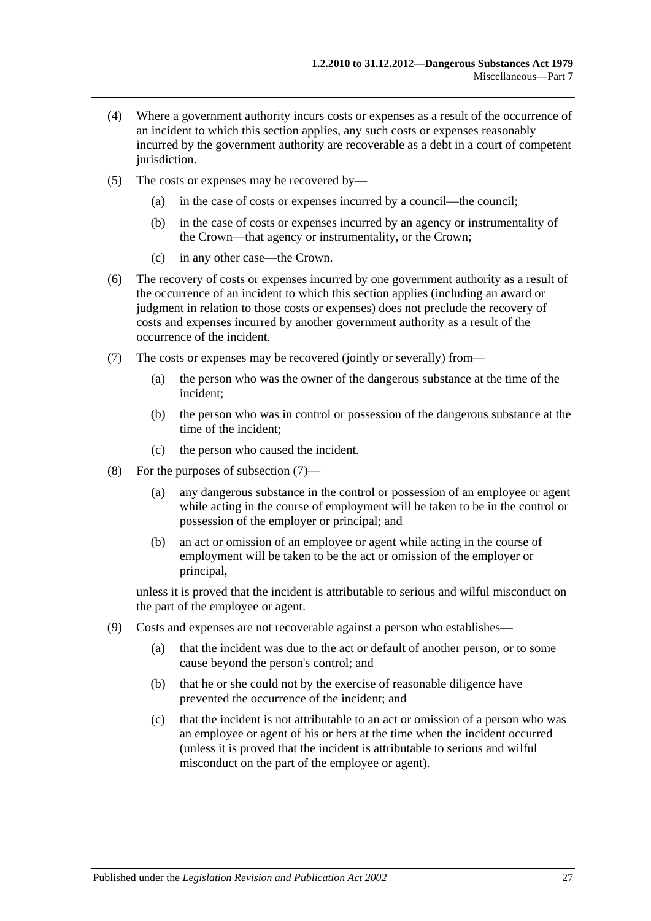(4) Where a government authority incurs costs or expenses as a result of the occurrence of an incident to which this section applies, any such costs or expenses reasonably incurred by the government authority are recoverable as a debt in a court of competent jurisdiction.

(5) The costs or expenses may be recovered by—

  (a) in the case of costs or expenses incurred by a council—the council;

  (b) in the case of costs or expenses incurred by an agency or instrumentality of the Crown—that agency or instrumentality, or the Crown;

  (c) in any other case—the Crown.

(6) The recovery of costs or expenses incurred by one government authority as a result of the occurrence of an incident to which this section applies (including an award or judgment in relation to those costs or expenses) does not preclude the recovery of costs and expenses incurred by another government authority as a result of the occurrence of the incident.

(7) The costs or expenses may be recovered (jointly or severally) from—

  (a) the person who was the owner of the dangerous substance at the time of the incident;

  (b) the person who was in control or possession of the dangerous substance at the time of the incident;

  (c) the person who caused the incident.

(8) For the purposes of subsection (7)—

  (a) any dangerous substance in the control or possession of an employee or agent while acting in the course of employment will be taken to be in the control or possession of the employer or principal; and

  (b) an act or omission of an employee or agent while acting in the course of employment will be taken to be the act or omission of the employer or principal,

unless it is proved that the incident is attributable to serious and wilful misconduct on the part of the employee or agent.

(9) Costs and expenses are not recoverable against a person who establishes—

  (a) that the incident was due to the act or default of another person, or to some cause beyond the person's control; and

  (b) that he or she could not by the exercise of reasonable diligence have prevented the occurrence of the incident; and

  (c) that the incident is not attributable to an act or omission of a person who was an employee or agent of his or hers at the time when the incident occurred (unless it is proved that the incident is attributable to serious and wilful misconduct on the part of the employee or agent).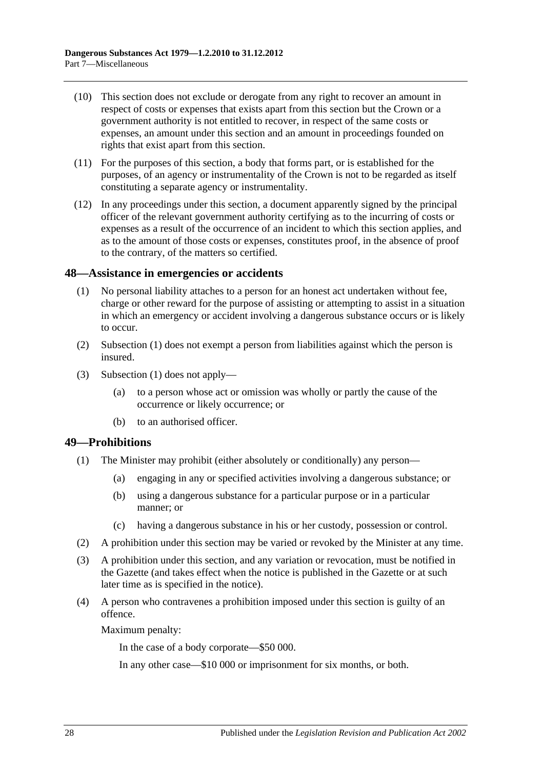(10) This section does not exclude or derogate from any right to recover an amount in respect of costs or expenses that exists apart from this section but the Crown or a government authority is not entitled to recover, in respect of the same costs or expenses, an amount under this section and an amount in proceedings founded on rights that exist apart from this section.

(11) For the purposes of this section, a body that forms part, or is established for the purposes, of an agency or instrumentality of the Crown is not to be regarded as itself constituting a separate agency or instrumentality.

(12) In any proceedings under this section, a document apparently signed by the principal officer of the relevant government authority certifying as to the incurring of costs or expenses as a result of the occurrence of an incident to which this section applies, and as to the amount of those costs or expenses, constitutes proof, in the absence of proof to the contrary, of the matters so certified.

## 48—Assistance in emergencies or accidents

(1) No personal liability attaches to a person for an honest act undertaken without fee, charge or other reward for the purpose of assisting or attempting to assist in a situation in which an emergency or accident involving a dangerous substance occurs or is likely to occur.

(2) Subsection (1) does not exempt a person from liabilities against which the person is insured.

(3) Subsection (1) does not apply—

(a) to a person whose act or omission was wholly or partly the cause of the occurrence or likely occurrence; or

(b) to an authorised officer.

## 49—Prohibitions

(1) The Minister may prohibit (either absolutely or conditionally) any person—

(a) engaging in any or specified activities involving a dangerous substance; or

(b) using a dangerous substance for a particular purpose or in a particular manner; or

(c) having a dangerous substance in his or her custody, possession or control.

(2) A prohibition under this section may be varied or revoked by the Minister at any time.

(3) A prohibition under this section, and any variation or revocation, must be notified in the Gazette (and takes effect when the notice is published in the Gazette or at such later time as is specified in the notice).

(4) A person who contravenes a prohibition imposed under this section is guilty of an offence.

Maximum penalty:

In the case of a body corporate—$50 000.

In any other case—$10 000 or imprisonment for six months, or both.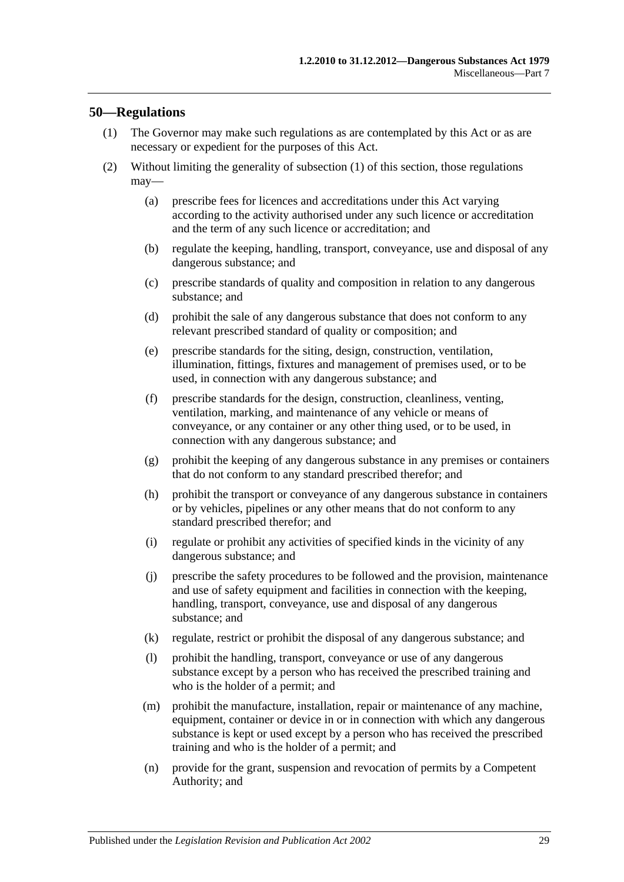## 50—Regulations

(1) The Governor may make such regulations as are contemplated by this Act or as are necessary or expedient for the purposes of this Act.

(2) Without limiting the generality of subsection (1) of this section, those regulations may—

(a) prescribe fees for licences and accreditations under this Act varying according to the activity authorised under any such licence or accreditation and the term of any such licence or accreditation; and

(b) regulate the keeping, handling, transport, conveyance, use and disposal of any dangerous substance; and

(c) prescribe standards of quality and composition in relation to any dangerous substance; and

(d) prohibit the sale of any dangerous substance that does not conform to any relevant prescribed standard of quality or composition; and

(e) prescribe standards for the siting, design, construction, ventilation, illumination, fittings, fixtures and management of premises used, or to be used, in connection with any dangerous substance; and

(f) prescribe standards for the design, construction, cleanliness, venting, ventilation, marking, and maintenance of any vehicle or means of conveyance, or any container or any other thing used, or to be used, in connection with any dangerous substance; and

(g) prohibit the keeping of any dangerous substance in any premises or containers that do not conform to any standard prescribed therefor; and

(h) prohibit the transport or conveyance of any dangerous substance in containers or by vehicles, pipelines or any other means that do not conform to any standard prescribed therefor; and

(i) regulate or prohibit any activities of specified kinds in the vicinity of any dangerous substance; and

(j) prescribe the safety procedures to be followed and the provision, maintenance and use of safety equipment and facilities in connection with the keeping, handling, transport, conveyance, use and disposal of any dangerous substance; and

(k) regulate, restrict or prohibit the disposal of any dangerous substance; and

(l) prohibit the handling, transport, conveyance or use of any dangerous substance except by a person who has received the prescribed training and who is the holder of a permit; and

(m) prohibit the manufacture, installation, repair or maintenance of any machine, equipment, container or device in or in connection with which any dangerous substance is kept or used except by a person who has received the prescribed training and who is the holder of a permit; and

(n) provide for the grant, suspension and revocation of permits by a Competent Authority; and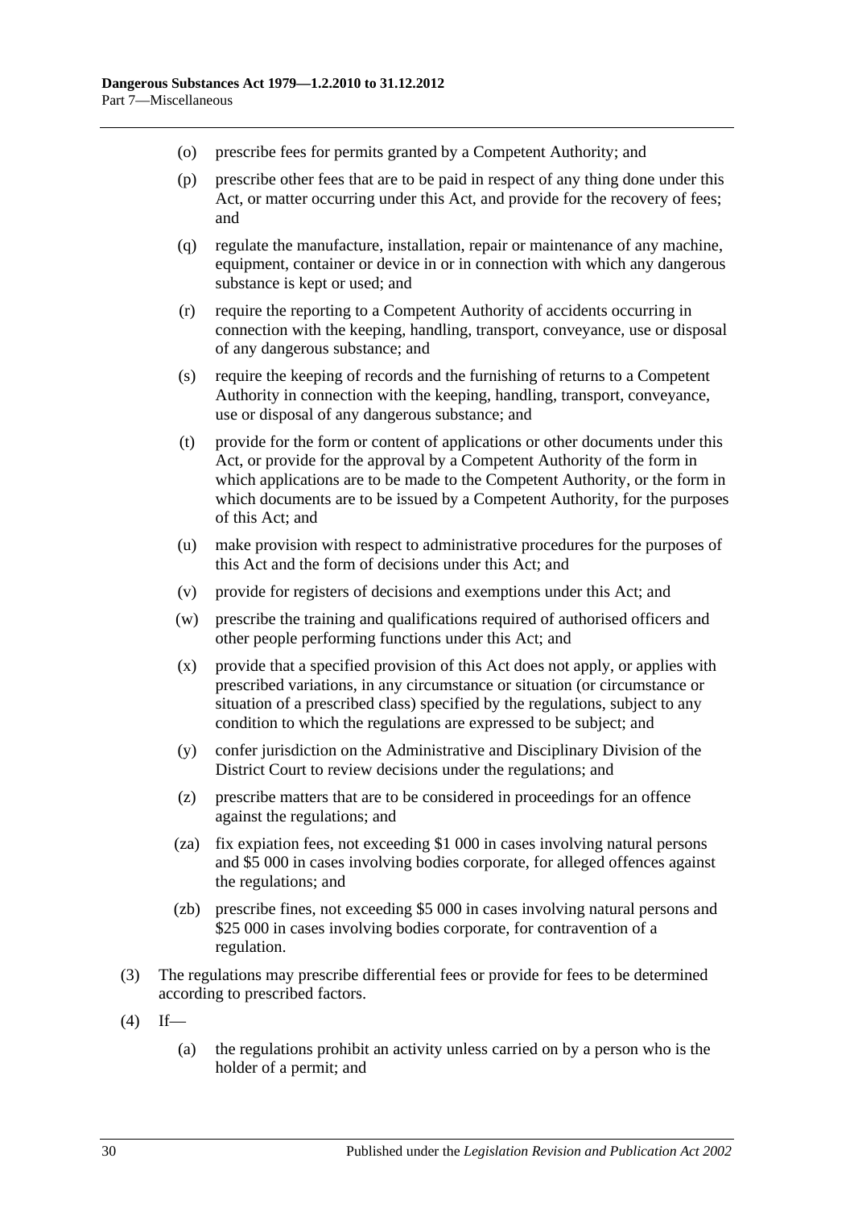- (o) prescribe fees for permits granted by a Competent Authority; and
- (p) prescribe other fees that are to be paid in respect of any thing done under this Act, or matter occurring under this Act, and provide for the recovery of fees; and
- (q) regulate the manufacture, installation, repair or maintenance of any machine, equipment, container or device in or in connection with which any dangerous substance is kept or used; and
- (r) require the reporting to a Competent Authority of accidents occurring in connection with the keeping, handling, transport, conveyance, use or disposal of any dangerous substance; and
- (s) require the keeping of records and the furnishing of returns to a Competent Authority in connection with the keeping, handling, transport, conveyance, use or disposal of any dangerous substance; and
- (t) provide for the form or content of applications or other documents under this Act, or provide for the approval by a Competent Authority of the form in which applications are to be made to the Competent Authority, or the form in which documents are to be issued by a Competent Authority, for the purposes of this Act; and
- (u) make provision with respect to administrative procedures for the purposes of this Act and the form of decisions under this Act; and
- (v) provide for registers of decisions and exemptions under this Act; and
- (w) prescribe the training and qualifications required of authorised officers and other people performing functions under this Act; and
- (x) provide that a specified provision of this Act does not apply, or applies with prescribed variations, in any circumstance or situation (or circumstance or situation of a prescribed class) specified by the regulations, subject to any condition to which the regulations are expressed to be subject; and
- (y) confer jurisdiction on the Administrative and Disciplinary Division of the District Court to review decisions under the regulations; and
- (z) prescribe matters that are to be considered in proceedings for an offence against the regulations; and
- (za) fix expiation fees, not exceeding \$1 000 in cases involving natural persons and \$5 000 in cases involving bodies corporate, for alleged offences against the regulations; and
- (zb) prescribe fines, not exceeding \$5 000 in cases involving natural persons and \$25 000 in cases involving bodies corporate, for contravention of a regulation.

(3) The regulations may prescribe differential fees or provide for fees to be determined according to prescribed factors.

(4) If—

- (a) the regulations prohibit an activity unless carried on by a person who is the holder of a permit; and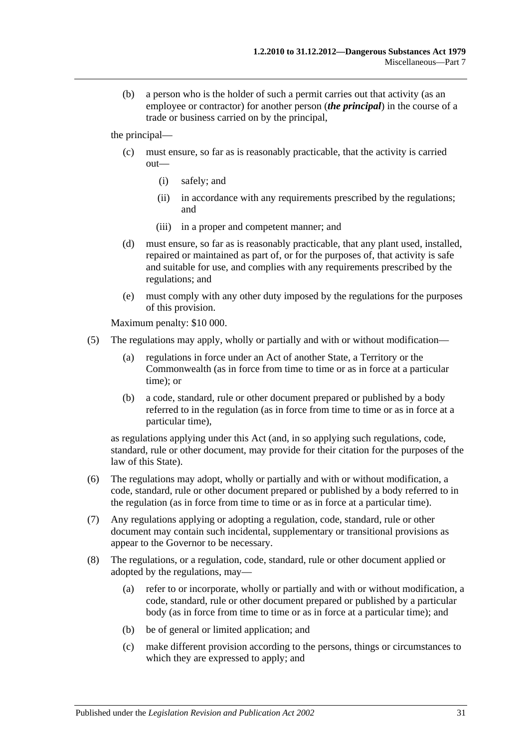(b) a person who is the holder of such a permit carries out that activity (as an employee or contractor) for another person (***the principal***) in the course of a trade or business carried on by the principal,

the principal—

(c) must ensure, so far as is reasonably practicable, that the activity is carried out—

(i) safely; and

(ii) in accordance with any requirements prescribed by the regulations; and

(iii) in a proper and competent manner; and

(d) must ensure, so far as is reasonably practicable, that any plant used, installed, repaired or maintained as part of, or for the purposes of, that activity is safe and suitable for use, and complies with any requirements prescribed by the regulations; and

(e) must comply with any other duty imposed by the regulations for the purposes of this provision.

Maximum penalty: $10 000.

(5) The regulations may apply, wholly or partially and with or without modification—

(a) regulations in force under an Act of another State, a Territory or the Commonwealth (as in force from time to time or as in force at a particular time); or

(b) a code, standard, rule or other document prepared or published by a body referred to in the regulation (as in force from time to time or as in force at a particular time),

as regulations applying under this Act (and, in so applying such regulations, code, standard, rule or other document, may provide for their citation for the purposes of the law of this State).

(6) The regulations may adopt, wholly or partially and with or without modification, a code, standard, rule or other document prepared or published by a body referred to in the regulation (as in force from time to time or as in force at a particular time).

(7) Any regulations applying or adopting a regulation, code, standard, rule or other document may contain such incidental, supplementary or transitional provisions as appear to the Governor to be necessary.

(8) The regulations, or a regulation, code, standard, rule or other document applied or adopted by the regulations, may—

(a) refer to or incorporate, wholly or partially and with or without modification, a code, standard, rule or other document prepared or published by a particular body (as in force from time to time or as in force at a particular time); and

(b) be of general or limited application; and

(c) make different provision according to the persons, things or circumstances to which they are expressed to apply; and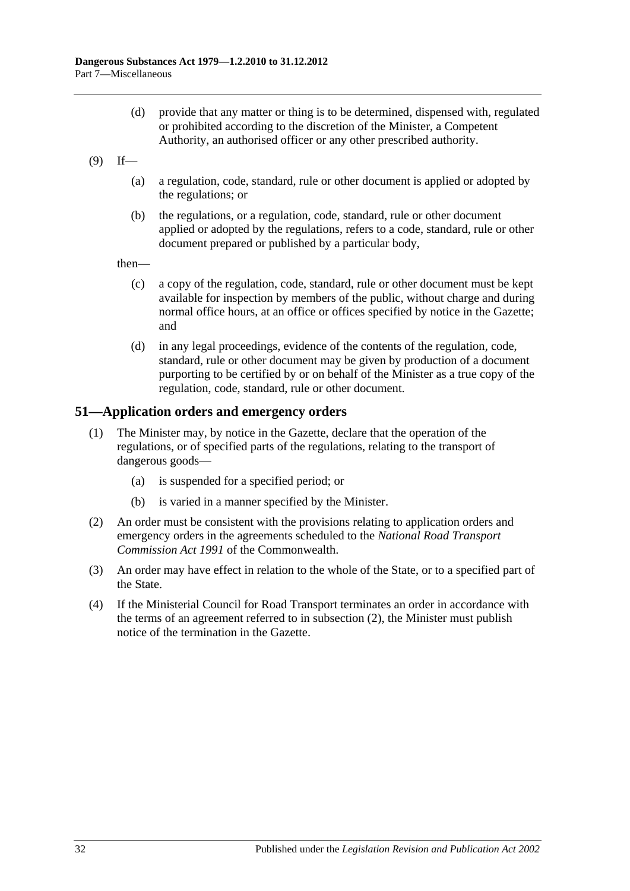(d) provide that any matter or thing is to be determined, dispensed with, regulated or prohibited according to the discretion of the Minister, a Competent Authority, an authorised officer or any other prescribed authority.

(9) If—

(a) a regulation, code, standard, rule or other document is applied or adopted by the regulations; or

(b) the regulations, or a regulation, code, standard, rule or other document applied or adopted by the regulations, refers to a code, standard, rule or other document prepared or published by a particular body,

then—

(c) a copy of the regulation, code, standard, rule or other document must be kept available for inspection by members of the public, without charge and during normal office hours, at an office or offices specified by notice in the Gazette; and

(d) in any legal proceedings, evidence of the contents of the regulation, code, standard, rule or other document may be given by production of a document purporting to be certified by or on behalf of the Minister as a true copy of the regulation, code, standard, rule or other document.

## 51—Application orders and emergency orders

(1) The Minister may, by notice in the Gazette, declare that the operation of the regulations, or of specified parts of the regulations, relating to the transport of dangerous goods—

(a) is suspended for a specified period; or

(b) is varied in a manner specified by the Minister.

(2) An order must be consistent with the provisions relating to application orders and emergency orders in the agreements scheduled to the *National Road Transport Commission Act 1991* of the Commonwealth.

(3) An order may have effect in relation to the whole of the State, or to a specified part of the State.

(4) If the Ministerial Council for Road Transport terminates an order in accordance with the terms of an agreement referred to in subsection (2), the Minister must publish notice of the termination in the Gazette.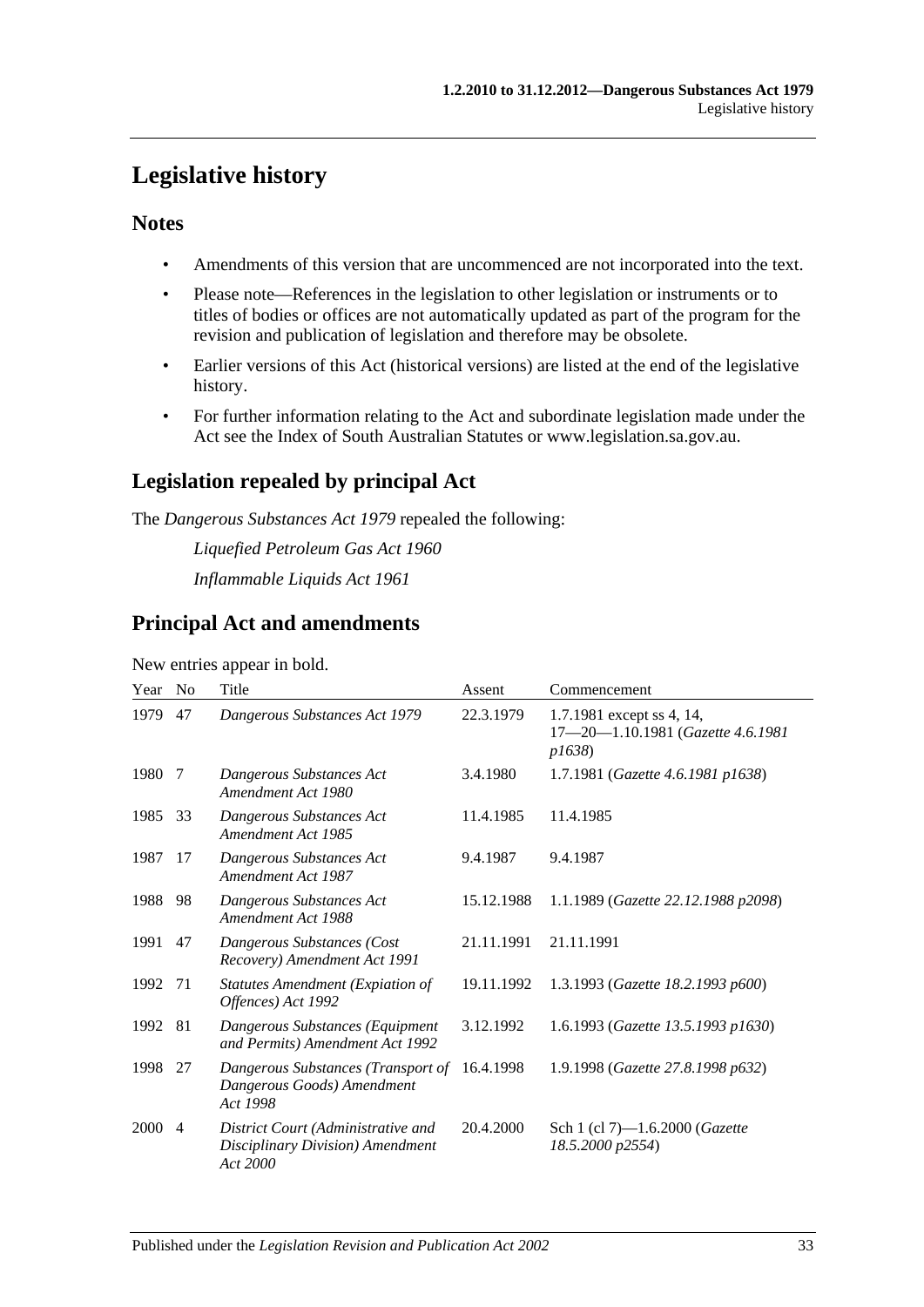# Legislative history

## Notes

- Amendments of this version that are uncommenced are not incorporated into the text.
- Please note—References in the legislation to other legislation or instruments or to titles of bodies or offices are not automatically updated as part of the program for the revision and publication of legislation and therefore may be obsolete.
- Earlier versions of this Act (historical versions) are listed at the end of the legislative history.
- For further information relating to the Act and subordinate legislation made under the Act see the Index of South Australian Statutes or www.legislation.sa.gov.au.

## Legislation repealed by principal Act

The *Dangerous Substances Act 1979* repealed the following:

*Liquefied Petroleum Gas Act 1960*

*Inflammable Liquids Act 1961*

## Principal Act and amendments

New entries appear in bold.

| Year | No | Title | Assent | Commencement |
|---|---|---|---|---|
| 1979 | 47 | *Dangerous Substances Act 1979* | 22.3.1979 | 1.7.1981 except ss 4, 14, 17—20—1.10.1981 (*Gazette 4.6.1981 p1638*) |
| 1980 | 7 | *Dangerous Substances Act Amendment Act 1980* | 3.4.1980 | 1.7.1981 (*Gazette 4.6.1981 p1638*) |
| 1985 | 33 | *Dangerous Substances Act Amendment Act 1985* | 11.4.1985 | 11.4.1985 |
| 1987 | 17 | *Dangerous Substances Act Amendment Act 1987* | 9.4.1987 | 9.4.1987 |
| 1988 | 98 | *Dangerous Substances Act Amendment Act 1988* | 15.12.1988 | 1.1.1989 (*Gazette 22.12.1988 p2098*) |
| 1991 | 47 | *Dangerous Substances (Cost Recovery) Amendment Act 1991* | 21.11.1991 | 21.11.1991 |
| 1992 | 71 | *Statutes Amendment (Expiation of Offences) Act 1992* | 19.11.1992 | 1.3.1993 (*Gazette 18.2.1993 p600*) |
| 1992 | 81 | *Dangerous Substances (Equipment and Permits) Amendment Act 1992* | 3.12.1992 | 1.6.1993 (*Gazette 13.5.1993 p1630*) |
| 1998 | 27 | *Dangerous Substances (Transport of Dangerous Goods) Amendment Act 1998* | 16.4.1998 | 1.9.1998 (*Gazette 27.8.1998 p632*) |
| 2000 | 4 | *District Court (Administrative and Disciplinary Division) Amendment Act 2000* | 20.4.2000 | Sch 1 (cl 7)—1.6.2000 (*Gazette 18.5.2000 p2554*) |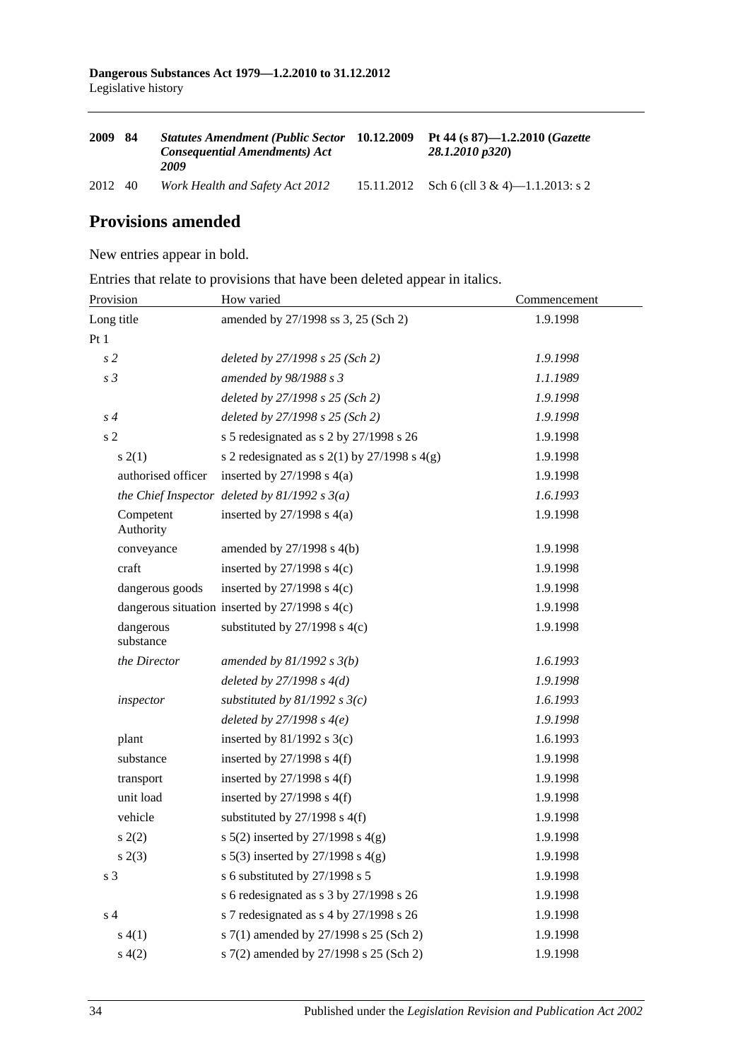| 2009 | 84 | ***Statutes Amendment (Public Sector Consequential Amendments) Act 2009*** | **10.12.2009** | **Pt 44 (s 87)—1.2.2010 (*Gazette 28.1.2010 p320*)** |
|---|---|---|---|---|
| 2012 | 40 | *Work Health and Safety Act 2012* | 15.11.2012 | Sch 6 (cll 3 & 4)—1.1.2013: s 2 |

## Provisions amended

New entries appear in bold.

Entries that relate to provisions that have been deleted appear in italics.

| Provision | How varied | Commencement |
|---|---|---|
| Long title | amended by 27/1998 ss 3, 25 (Sch 2) | 1.9.1998 |
| Pt 1 | | |
| *s 2* | *deleted by 27/1998 s 25 (Sch 2)* | *1.9.1998* |
| *s 3* | *amended by 98/1988 s 3* | *1.1.1989* |
| | *deleted by 27/1998 s 25 (Sch 2)* | *1.9.1998* |
| *s 4* | *deleted by 27/1998 s 25 (Sch 2)* | *1.9.1998* |
| s 2 | s 5 redesignated as s 2 by 27/1998 s 26 | 1.9.1998 |
| s 2(1) | s 2 redesignated as s 2(1) by 27/1998 s 4(g) | 1.9.1998 |
| authorised officer | inserted by 27/1998 s 4(a) | 1.9.1998 |
| *the Chief Inspector* | *deleted by 81/1992 s 3(a)* | *1.6.1993* |
| Competent Authority | inserted by 27/1998 s 4(a) | 1.9.1998 |
| conveyance | amended by 27/1998 s 4(b) | 1.9.1998 |
| craft | inserted by 27/1998 s 4(c) | 1.9.1998 |
| dangerous goods | inserted by 27/1998 s 4(c) | 1.9.1998 |
| dangerous situation | inserted by 27/1998 s 4(c) | 1.9.1998 |
| dangerous substance | substituted by 27/1998 s 4(c) | 1.9.1998 |
| *the Director* | *amended by 81/1992 s 3(b)* | *1.6.1993* |
| | *deleted by 27/1998 s 4(d)* | *1.9.1998* |
| *inspector* | *substituted by 81/1992 s 3(c)* | *1.6.1993* |
| | *deleted by 27/1998 s 4(e)* | *1.9.1998* |
| plant | inserted by 81/1992 s 3(c) | 1.6.1993 |
| substance | inserted by 27/1998 s 4(f) | 1.9.1998 |
| transport | inserted by 27/1998 s 4(f) | 1.9.1998 |
| unit load | inserted by 27/1998 s 4(f) | 1.9.1998 |
| vehicle | substituted by 27/1998 s 4(f) | 1.9.1998 |
| s 2(2) | s 5(2) inserted by 27/1998 s 4(g) | 1.9.1998 |
| s 2(3) | s 5(3) inserted by 27/1998 s 4(g) | 1.9.1998 |
| s 3 | s 6 substituted by 27/1998 s 5 | 1.9.1998 |
| | s 6 redesignated as s 3 by 27/1998 s 26 | 1.9.1998 |
| s 4 | s 7 redesignated as s 4 by 27/1998 s 26 | 1.9.1998 |
| s 4(1) | s 7(1) amended by 27/1998 s 25 (Sch 2) | 1.9.1998 |
| s 4(2) | s 7(2) amended by 27/1998 s 25 (Sch 2) | 1.9.1998 |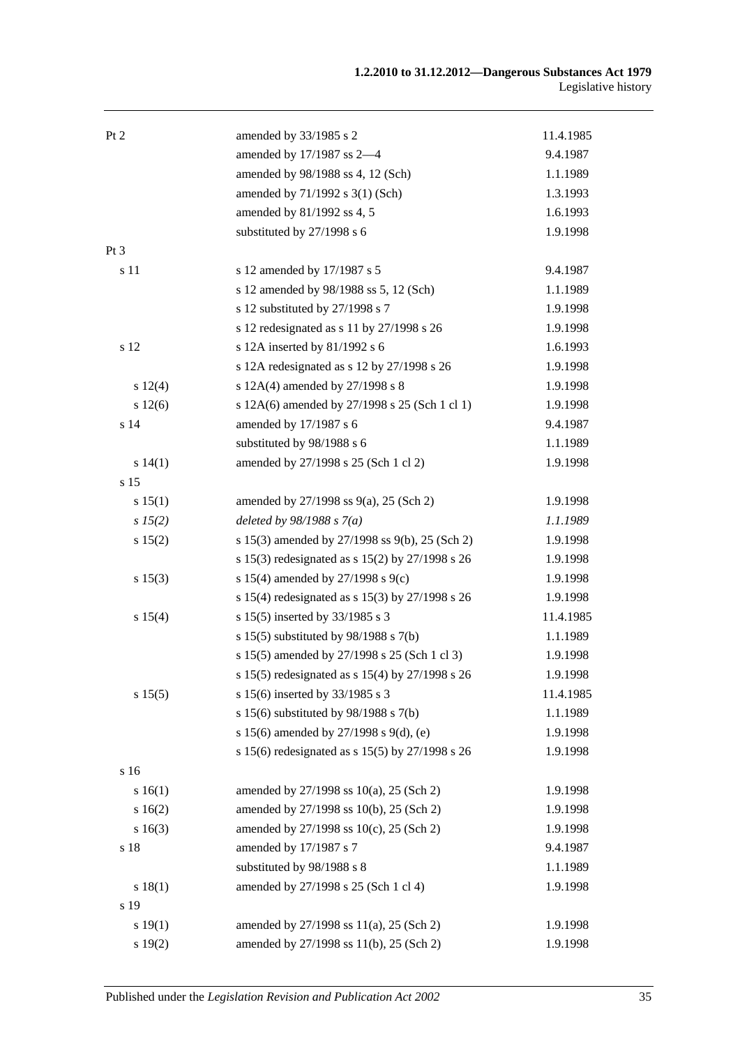| | | |
|---|---|---|
| Pt 2 | amended by 33/1985 s 2 | 11.4.1985 |
| | amended by 17/1987 ss 2—4 | 9.4.1987 |
| | amended by 98/1988 ss 4, 12 (Sch) | 1.1.1989 |
| | amended by 71/1992 s 3(1) (Sch) | 1.3.1993 |
| | amended by 81/1992 ss 4, 5 | 1.6.1993 |
| | substituted by 27/1998 s 6 | 1.9.1998 |
| Pt 3 | | |
| s 11 | s 12 amended by 17/1987 s 5 | 9.4.1987 |
| | s 12 amended by 98/1988 ss 5, 12 (Sch) | 1.1.1989 |
| | s 12 substituted by 27/1998 s 7 | 1.9.1998 |
| | s 12 redesignated as s 11 by 27/1998 s 26 | 1.9.1998 |
| s 12 | s 12A inserted by 81/1992 s 6 | 1.6.1993 |
| | s 12A redesignated as s 12 by 27/1998 s 26 | 1.9.1998 |
| s 12(4) | s 12A(4) amended by 27/1998 s 8 | 1.9.1998 |
| s 12(6) | s 12A(6) amended by 27/1998 s 25 (Sch 1 cl 1) | 1.9.1998 |
| s 14 | amended by 17/1987 s 6 | 9.4.1987 |
| | substituted by 98/1988 s 6 | 1.1.1989 |
| s 14(1) | amended by 27/1998 s 25 (Sch 1 cl 2) | 1.9.1998 |
| s 15 | | |
| s 15(1) | amended by 27/1998 ss 9(a), 25 (Sch 2) | 1.9.1998 |
| *s 15(2)* | *deleted by 98/1988 s 7(a)* | *1.1.1989* |
| s 15(2) | s 15(3) amended by 27/1998 ss 9(b), 25 (Sch 2) | 1.9.1998 |
| | s 15(3) redesignated as s 15(2) by 27/1998 s 26 | 1.9.1998 |
| s 15(3) | s 15(4) amended by 27/1998 s 9(c) | 1.9.1998 |
| | s 15(4) redesignated as s 15(3) by 27/1998 s 26 | 1.9.1998 |
| s 15(4) | s 15(5) inserted by 33/1985 s 3 | 11.4.1985 |
| | s 15(5) substituted by 98/1988 s 7(b) | 1.1.1989 |
| | s 15(5) amended by 27/1998 s 25 (Sch 1 cl 3) | 1.9.1998 |
| | s 15(5) redesignated as s 15(4) by 27/1998 s 26 | 1.9.1998 |
| s 15(5) | s 15(6) inserted by 33/1985 s 3 | 11.4.1985 |
| | s 15(6) substituted by 98/1988 s 7(b) | 1.1.1989 |
| | s 15(6) amended by 27/1998 s 9(d), (e) | 1.9.1998 |
| | s 15(6) redesignated as s 15(5) by 27/1998 s 26 | 1.9.1998 |
| s 16 | | |
| s 16(1) | amended by 27/1998 ss 10(a), 25 (Sch 2) | 1.9.1998 |
| s 16(2) | amended by 27/1998 ss 10(b), 25 (Sch 2) | 1.9.1998 |
| s 16(3) | amended by 27/1998 ss 10(c), 25 (Sch 2) | 1.9.1998 |
| s 18 | amended by 17/1987 s 7 | 9.4.1987 |
| | substituted by 98/1988 s 8 | 1.1.1989 |
| s 18(1) | amended by 27/1998 s 25 (Sch 1 cl 4) | 1.9.1998 |
| s 19 | | |
| s 19(1) | amended by 27/1998 ss 11(a), 25 (Sch 2) | 1.9.1998 |
| s 19(2) | amended by 27/1998 ss 11(b), 25 (Sch 2) | 1.9.1998 |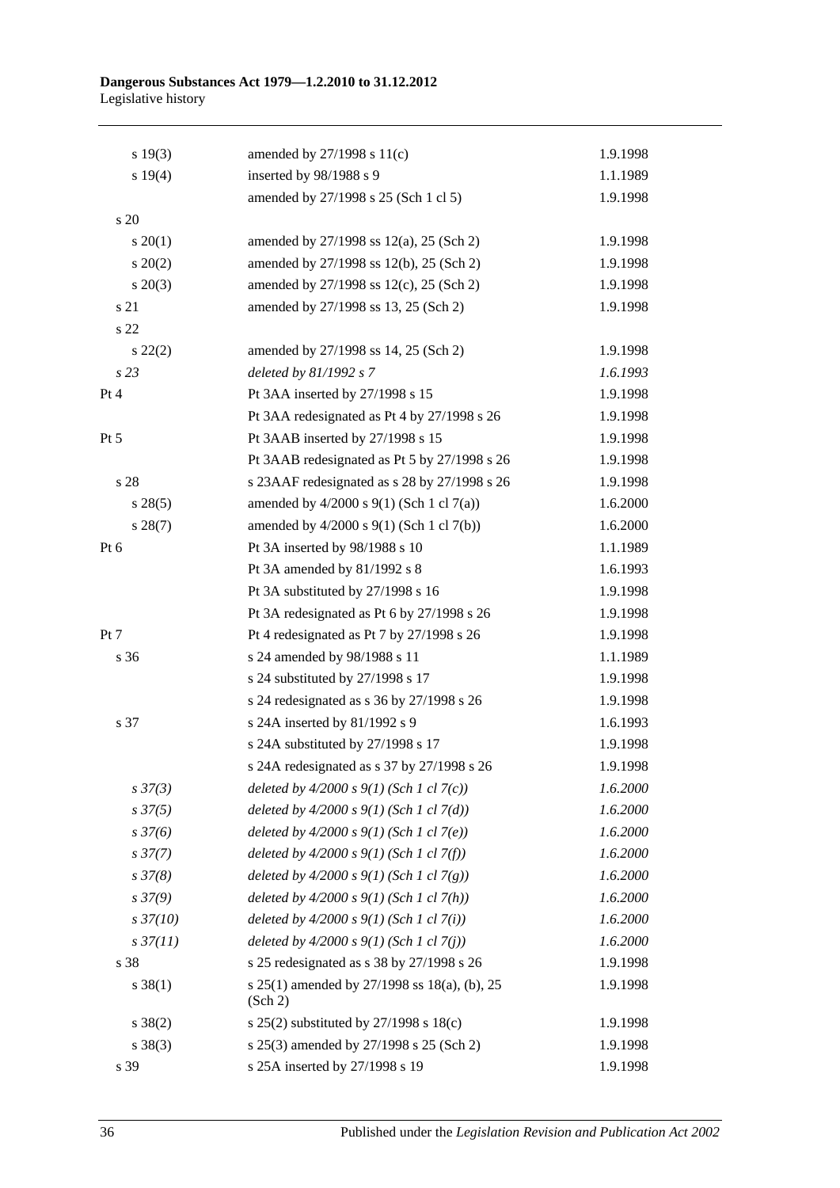| | | |
|---|---|---|
| s 19(3) | amended by 27/1998 s 11(c) | 1.9.1998 |
| s 19(4) | inserted by 98/1988 s 9 | 1.1.1989 |
| | amended by 27/1998 s 25 (Sch 1 cl 5) | 1.9.1998 |
| s 20 | | |
| s 20(1) | amended by 27/1998 ss 12(a), 25 (Sch 2) | 1.9.1998 |
| s 20(2) | amended by 27/1998 ss 12(b), 25 (Sch 2) | 1.9.1998 |
| s 20(3) | amended by 27/1998 ss 12(c), 25 (Sch 2) | 1.9.1998 |
| s 21 | amended by 27/1998 ss 13, 25 (Sch 2) | 1.9.1998 |
| s 22 | | |
| s 22(2) | amended by 27/1998 ss 14, 25 (Sch 2) | 1.9.1998 |
| *s 23* | *deleted by 81/1992 s 7* | *1.6.1993* |
| Pt 4 | Pt 3AA inserted by 27/1998 s 15 | 1.9.1998 |
| | Pt 3AA redesignated as Pt 4 by 27/1998 s 26 | 1.9.1998 |
| Pt 5 | Pt 3AAB inserted by 27/1998 s 15 | 1.9.1998 |
| | Pt 3AAB redesignated as Pt 5 by 27/1998 s 26 | 1.9.1998 |
| s 28 | s 23AAF redesignated as s 28 by 27/1998 s 26 | 1.9.1998 |
| s 28(5) | amended by 4/2000 s 9(1) (Sch 1 cl 7(a)) | 1.6.2000 |
| s 28(7) | amended by 4/2000 s 9(1) (Sch 1 cl 7(b)) | 1.6.2000 |
| Pt 6 | Pt 3A inserted by 98/1988 s 10 | 1.1.1989 |
| | Pt 3A amended by 81/1992 s 8 | 1.6.1993 |
| | Pt 3A substituted by 27/1998 s 16 | 1.9.1998 |
| | Pt 3A redesignated as Pt 6 by 27/1998 s 26 | 1.9.1998 |
| Pt 7 | Pt 4 redesignated as Pt 7 by 27/1998 s 26 | 1.9.1998 |
| s 36 | s 24 amended by 98/1988 s 11 | 1.1.1989 |
| | s 24 substituted by 27/1998 s 17 | 1.9.1998 |
| | s 24 redesignated as s 36 by 27/1998 s 26 | 1.9.1998 |
| s 37 | s 24A inserted by 81/1992 s 9 | 1.6.1993 |
| | s 24A substituted by 27/1998 s 17 | 1.9.1998 |
| | s 24A redesignated as s 37 by 27/1998 s 26 | 1.9.1998 |
| *s 37(3)* | *deleted by 4/2000 s 9(1) (Sch 1 cl 7(c))* | *1.6.2000* |
| *s 37(5)* | *deleted by 4/2000 s 9(1) (Sch 1 cl 7(d))* | *1.6.2000* |
| *s 37(6)* | *deleted by 4/2000 s 9(1) (Sch 1 cl 7(e))* | *1.6.2000* |
| *s 37(7)* | *deleted by 4/2000 s 9(1) (Sch 1 cl 7(f))* | *1.6.2000* |
| *s 37(8)* | *deleted by 4/2000 s 9(1) (Sch 1 cl 7(g))* | *1.6.2000* |
| *s 37(9)* | *deleted by 4/2000 s 9(1) (Sch 1 cl 7(h))* | *1.6.2000* |
| *s 37(10)* | *deleted by 4/2000 s 9(1) (Sch 1 cl 7(i))* | *1.6.2000* |
| *s 37(11)* | *deleted by 4/2000 s 9(1) (Sch 1 cl 7(j))* | *1.6.2000* |
| s 38 | s 25 redesignated as s 38 by 27/1998 s 26 | 1.9.1998 |
| s 38(1) | s 25(1) amended by 27/1998 ss 18(a), (b), 25 (Sch 2) | 1.9.1998 |
| s 38(2) | s 25(2) substituted by 27/1998 s 18(c) | 1.9.1998 |
| s 38(3) | s 25(3) amended by 27/1998 s 25 (Sch 2) | 1.9.1998 |
| s 39 | s 25A inserted by 27/1998 s 19 | 1.9.1998 |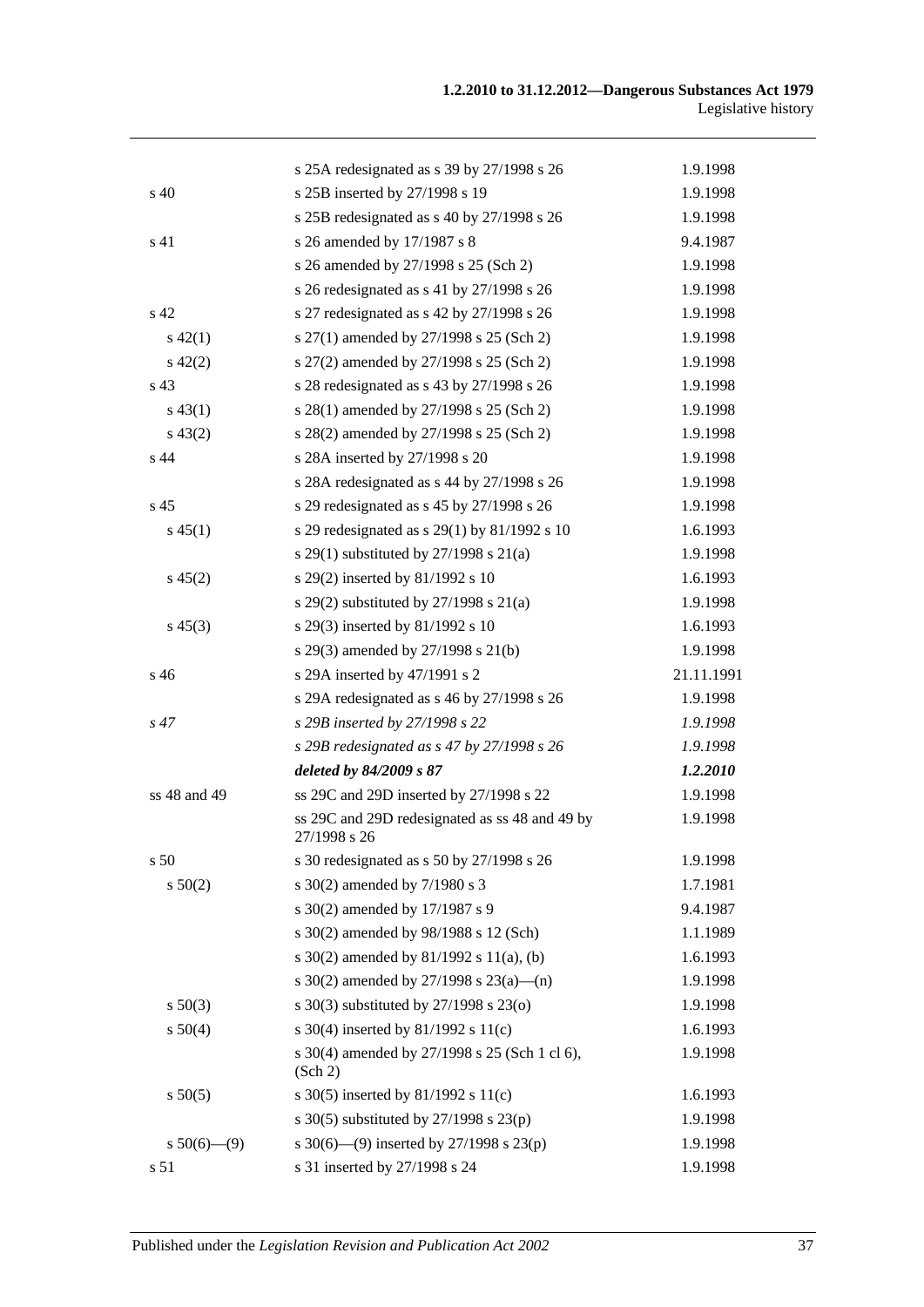| | | |
|---|---|---|
| | s 25A redesignated as s 39 by 27/1998 s 26 | 1.9.1998 |
| s 40 | s 25B inserted by 27/1998 s 19 | 1.9.1998 |
| | s 25B redesignated as s 40 by 27/1998 s 26 | 1.9.1998 |
| s 41 | s 26 amended by 17/1987 s 8 | 9.4.1987 |
| | s 26 amended by 27/1998 s 25 (Sch 2) | 1.9.1998 |
| | s 26 redesignated as s 41 by 27/1998 s 26 | 1.9.1998 |
| s 42 | s 27 redesignated as s 42 by 27/1998 s 26 | 1.9.1998 |
| s 42(1) | s 27(1) amended by 27/1998 s 25 (Sch 2) | 1.9.1998 |
| s 42(2) | s 27(2) amended by 27/1998 s 25 (Sch 2) | 1.9.1998 |
| s 43 | s 28 redesignated as s 43 by 27/1998 s 26 | 1.9.1998 |
| s 43(1) | s 28(1) amended by 27/1998 s 25 (Sch 2) | 1.9.1998 |
| s 43(2) | s 28(2) amended by 27/1998 s 25 (Sch 2) | 1.9.1998 |
| s 44 | s 28A inserted by 27/1998 s 20 | 1.9.1998 |
| | s 28A redesignated as s 44 by 27/1998 s 26 | 1.9.1998 |
| s 45 | s 29 redesignated as s 45 by 27/1998 s 26 | 1.9.1998 |
| s 45(1) | s 29 redesignated as s 29(1) by 81/1992 s 10 | 1.6.1993 |
| | s 29(1) substituted by 27/1998 s 21(a) | 1.9.1998 |
| s 45(2) | s 29(2) inserted by 81/1992 s 10 | 1.6.1993 |
| | s 29(2) substituted by 27/1998 s 21(a) | 1.9.1998 |
| s 45(3) | s 29(3) inserted by 81/1992 s 10 | 1.6.1993 |
| | s 29(3) amended by 27/1998 s 21(b) | 1.9.1998 |
| s 46 | s 29A inserted by 47/1991 s 2 | 21.11.1991 |
| | s 29A redesignated as s 46 by 27/1998 s 26 | 1.9.1998 |
| *s 47* | *s 29B inserted by 27/1998 s 22* | *1.9.1998* |
| | *s 29B redesignated as s 47 by 27/1998 s 26* | *1.9.1998* |
| | ***deleted by 84/2009 s 87*** | ***1.2.2010*** |
| ss 48 and 49 | ss 29C and 29D inserted by 27/1998 s 22 | 1.9.1998 |
| | ss 29C and 29D redesignated as ss 48 and 49 by 27/1998 s 26 | 1.9.1998 |
| s 50 | s 30 redesignated as s 50 by 27/1998 s 26 | 1.9.1998 |
| s 50(2) | s 30(2) amended by 7/1980 s 3 | 1.7.1981 |
| | s 30(2) amended by 17/1987 s 9 | 9.4.1987 |
| | s 30(2) amended by 98/1988 s 12 (Sch) | 1.1.1989 |
| | s 30(2) amended by 81/1992 s 11(a), (b) | 1.6.1993 |
| | s 30(2) amended by 27/1998 s 23(a)—(n) | 1.9.1998 |
| s 50(3) | s 30(3) substituted by 27/1998 s 23(o) | 1.9.1998 |
| s 50(4) | s 30(4) inserted by 81/1992 s 11(c) | 1.6.1993 |
| | s 30(4) amended by 27/1998 s 25 (Sch 1 cl 6), (Sch 2) | 1.9.1998 |
| s 50(5) | s 30(5) inserted by 81/1992 s 11(c) | 1.6.1993 |
| | s 30(5) substituted by 27/1998 s 23(p) | 1.9.1998 |
| s 50(6)—(9) | s 30(6)—(9) inserted by 27/1998 s 23(p) | 1.9.1998 |
| s 51 | s 31 inserted by 27/1998 s 24 | 1.9.1998 |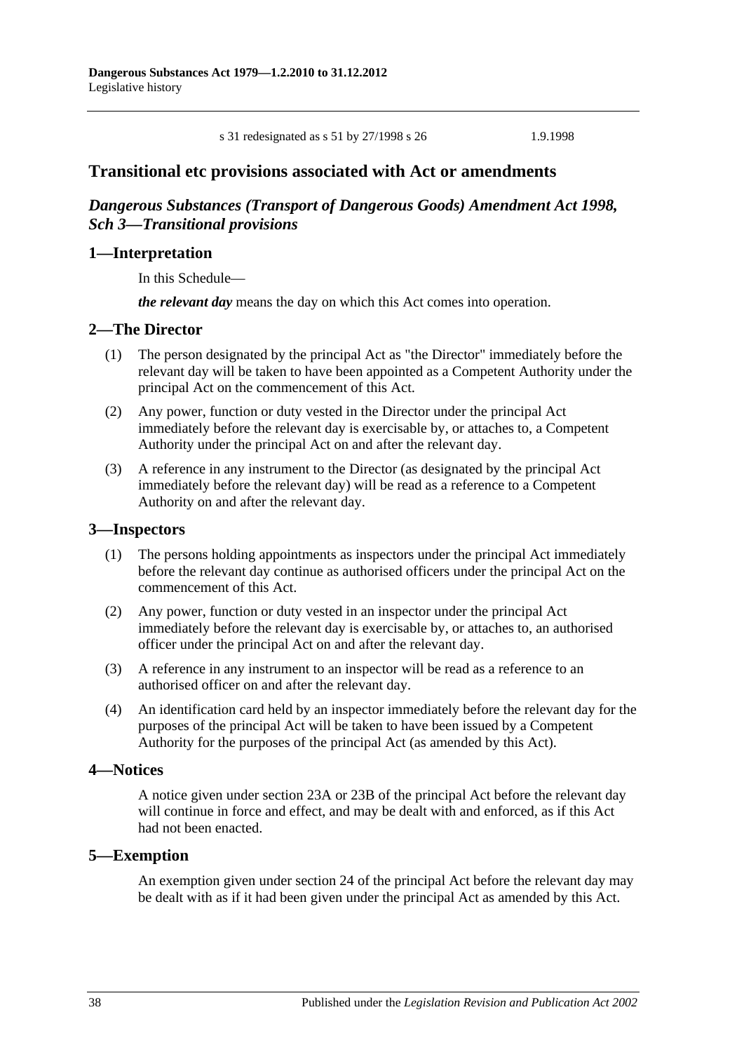s 31 redesignated as s 51 by 27/1998 s 26 1.9.1998

## Transitional etc provisions associated with Act or amendments

### *Dangerous Substances (Transport of Dangerous Goods) Amendment Act 1998, Sch 3—Transitional provisions*

### 1—Interpretation

In this Schedule—

***the relevant day*** means the day on which this Act comes into operation.

### 2—The Director

(1) The person designated by the principal Act as "the Director" immediately before the relevant day will be taken to have been appointed as a Competent Authority under the principal Act on the commencement of this Act.

(2) Any power, function or duty vested in the Director under the principal Act immediately before the relevant day is exercisable by, or attaches to, a Competent Authority under the principal Act on and after the relevant day.

(3) A reference in any instrument to the Director (as designated by the principal Act immediately before the relevant day) will be read as a reference to a Competent Authority on and after the relevant day.

### 3—Inspectors

(1) The persons holding appointments as inspectors under the principal Act immediately before the relevant day continue as authorised officers under the principal Act on the commencement of this Act.

(2) Any power, function or duty vested in an inspector under the principal Act immediately before the relevant day is exercisable by, or attaches to, an authorised officer under the principal Act on and after the relevant day.

(3) A reference in any instrument to an inspector will be read as a reference to an authorised officer on and after the relevant day.

(4) An identification card held by an inspector immediately before the relevant day for the purposes of the principal Act will be taken to have been issued by a Competent Authority for the purposes of the principal Act (as amended by this Act).

### 4—Notices

A notice given under section 23A or 23B of the principal Act before the relevant day will continue in force and effect, and may be dealt with and enforced, as if this Act had not been enacted.

### 5—Exemption

An exemption given under section 24 of the principal Act before the relevant day may be dealt with as if it had been given under the principal Act as amended by this Act.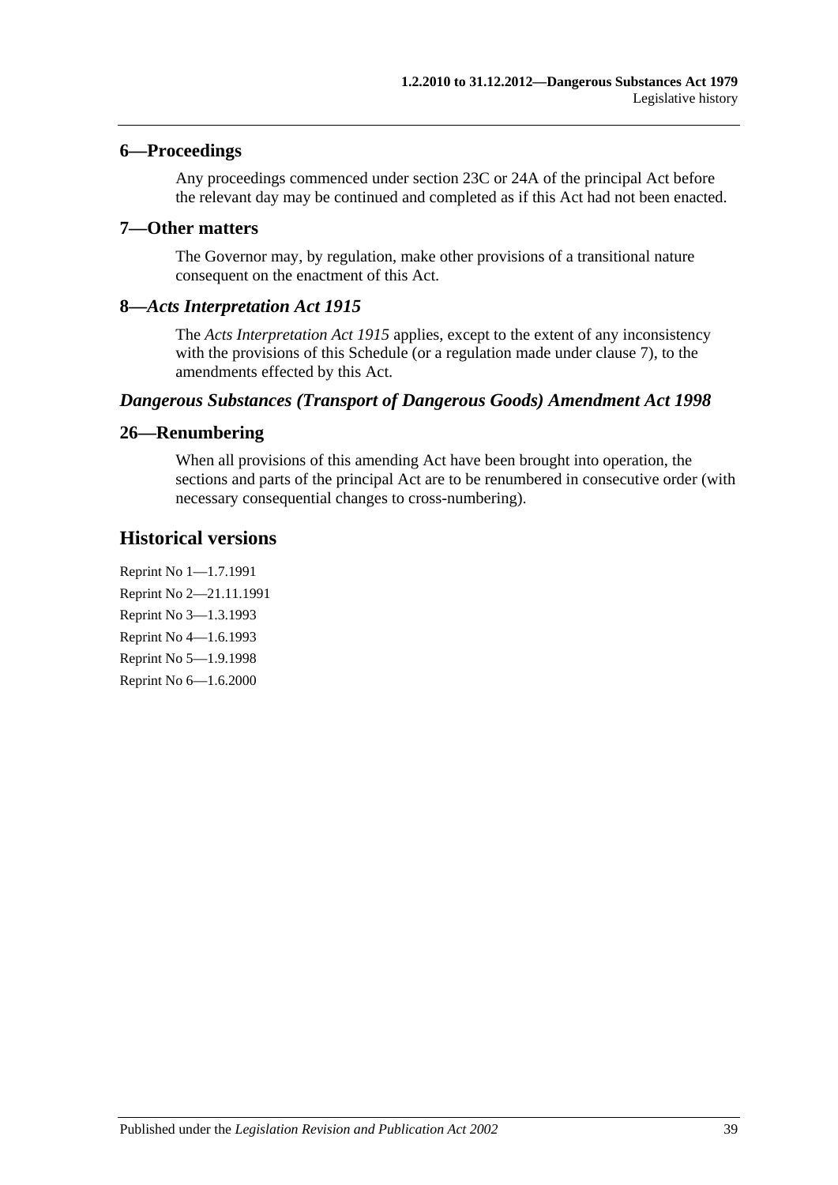### 6—Proceedings

Any proceedings commenced under section 23C or 24A of the principal Act before the relevant day may be continued and completed as if this Act had not been enacted.

### 7—Other matters

The Governor may, by regulation, make other provisions of a transitional nature consequent on the enactment of this Act.

### 8—*Acts Interpretation Act 1915*

The *Acts Interpretation Act 1915* applies, except to the extent of any inconsistency with the provisions of this Schedule (or a regulation made under clause 7), to the amendments effected by this Act.

### *Dangerous Substances (Transport of Dangerous Goods) Amendment Act 1998*

### 26—Renumbering

When all provisions of this amending Act have been brought into operation, the sections and parts of the principal Act are to be renumbered in consecutive order (with necessary consequential changes to cross-numbering).

## Historical versions

Reprint No 1—1.7.1991

Reprint No 2—21.11.1991

Reprint No 3—1.3.1993

Reprint No 4—1.6.1993

Reprint No 5—1.9.1998

Reprint No 6—1.6.2000